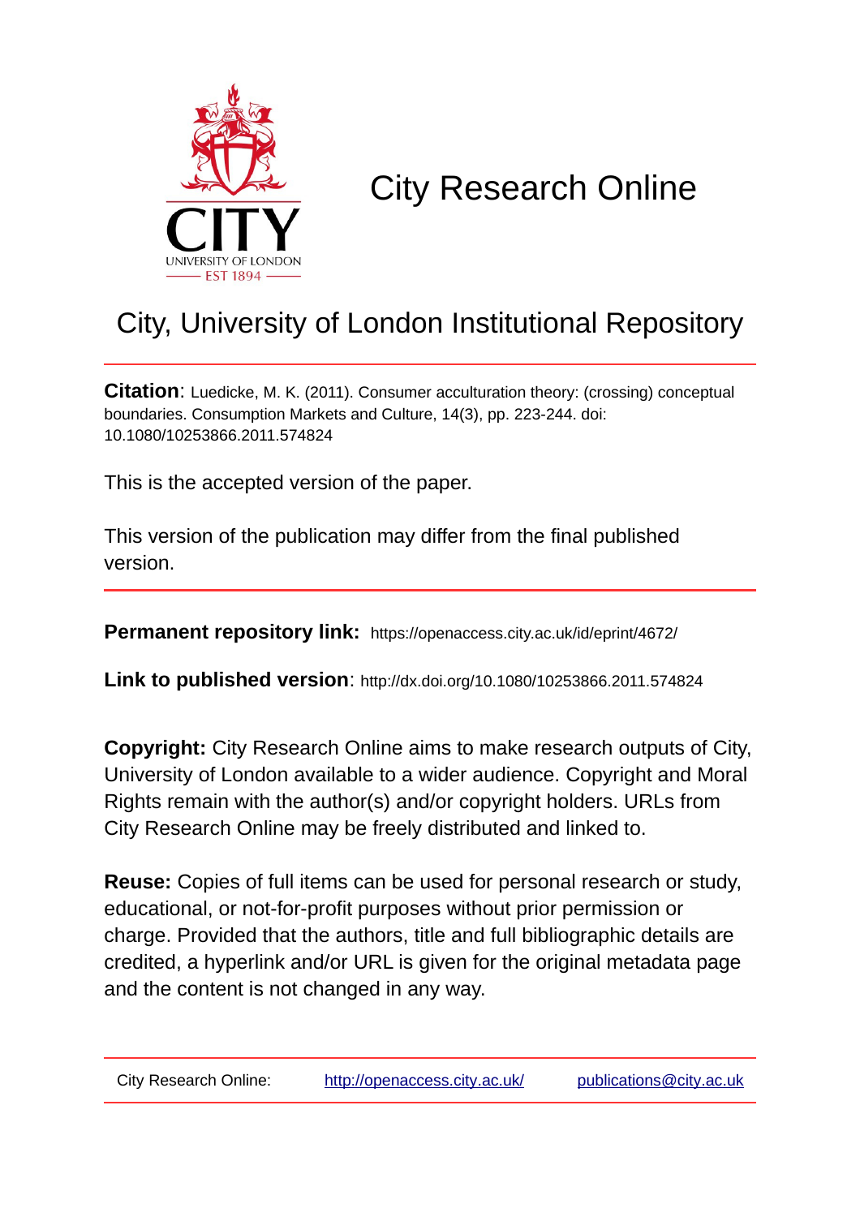CITY
UNIVERSITY OF LONDON
EST 1894

# City Research Online

## City, University of London Institutional Repository

**Citation**: Luedicke, M. K. (2011). Consumer acculturation theory: (crossing) conceptual boundaries. Consumption Markets and Culture, 14(3), pp. 223-244. doi: 10.1080/10253866.2011.574824

This is the accepted version of the paper.

This version of the publication may differ from the final published version.

**Permanent repository link:** https://openaccess.city.ac.uk/id/eprint/4672/

**Link to published version**: http://dx.doi.org/10.1080/10253866.2011.574824

**Copyright:** City Research Online aims to make research outputs of City, University of London available to a wider audience. Copyright and Moral Rights remain with the author(s) and/or copyright holders. URLs from City Research Online may be freely distributed and linked to.

**Reuse:** Copies of full items can be used for personal research or study, educational, or not-for-profit purposes without prior permission or charge. Provided that the authors, title and full bibliographic details are credited, a hyperlink and/or URL is given for the original metadata page and the content is not changed in any way.

City Research Online: http://openaccess.city.ac.uk/ publications@city.ac.uk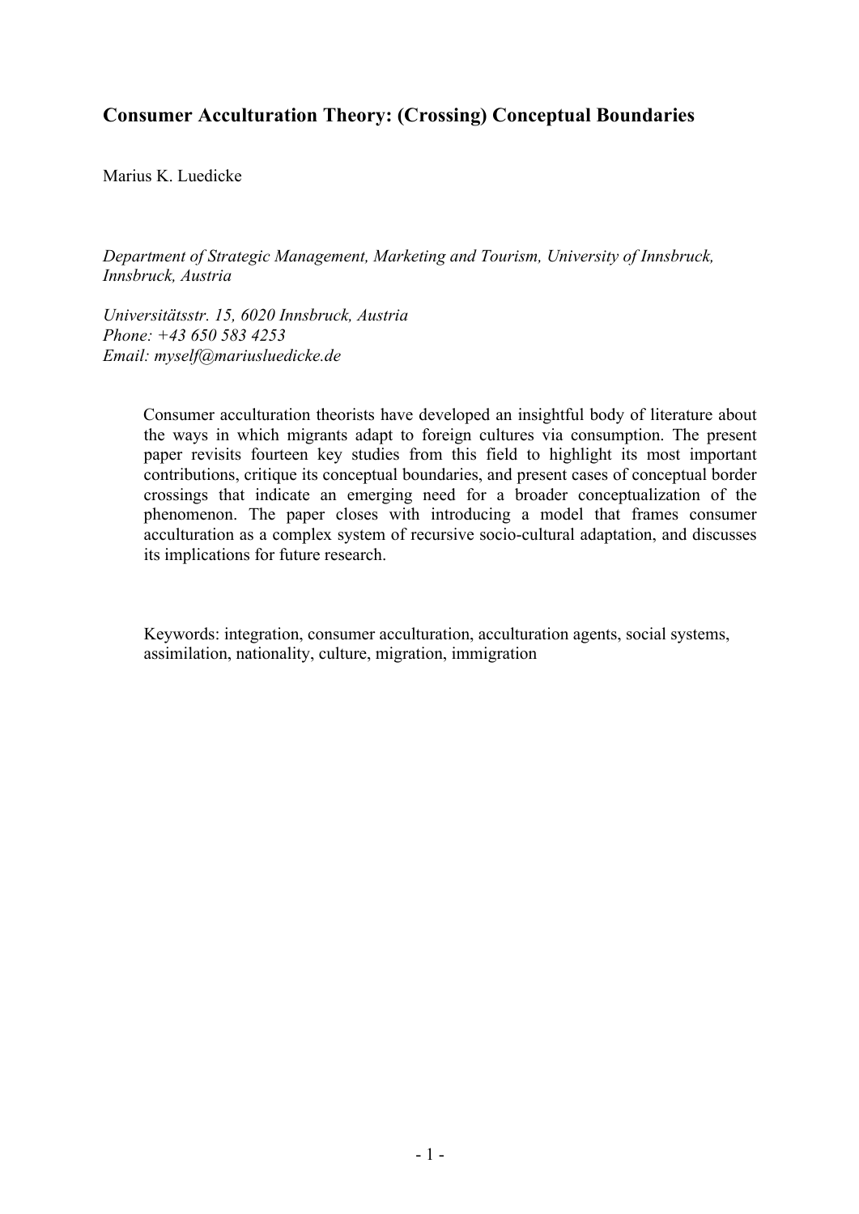## Consumer Acculturation Theory: (Crossing) Conceptual Boundaries

Marius K. Luedicke

*Department of Strategic Management, Marketing and Tourism, University of Innsbruck, Innsbruck, Austria*

*Universitätsstr. 15, 6020 Innsbruck, Austria*
*Phone: +43 650 583 4253*
*Email: myself@mariusluedicke.de*

Consumer acculturation theorists have developed an insightful body of literature about the ways in which migrants adapt to foreign cultures via consumption. The present paper revisits fourteen key studies from this field to highlight its most important contributions, critique its conceptual boundaries, and present cases of conceptual border crossings that indicate an emerging need for a broader conceptualization of the phenomenon. The paper closes with introducing a model that frames consumer acculturation as a complex system of recursive socio-cultural adaptation, and discusses its implications for future research.

Keywords: integration, consumer acculturation, acculturation agents, social systems, assimilation, nationality, culture, migration, immigration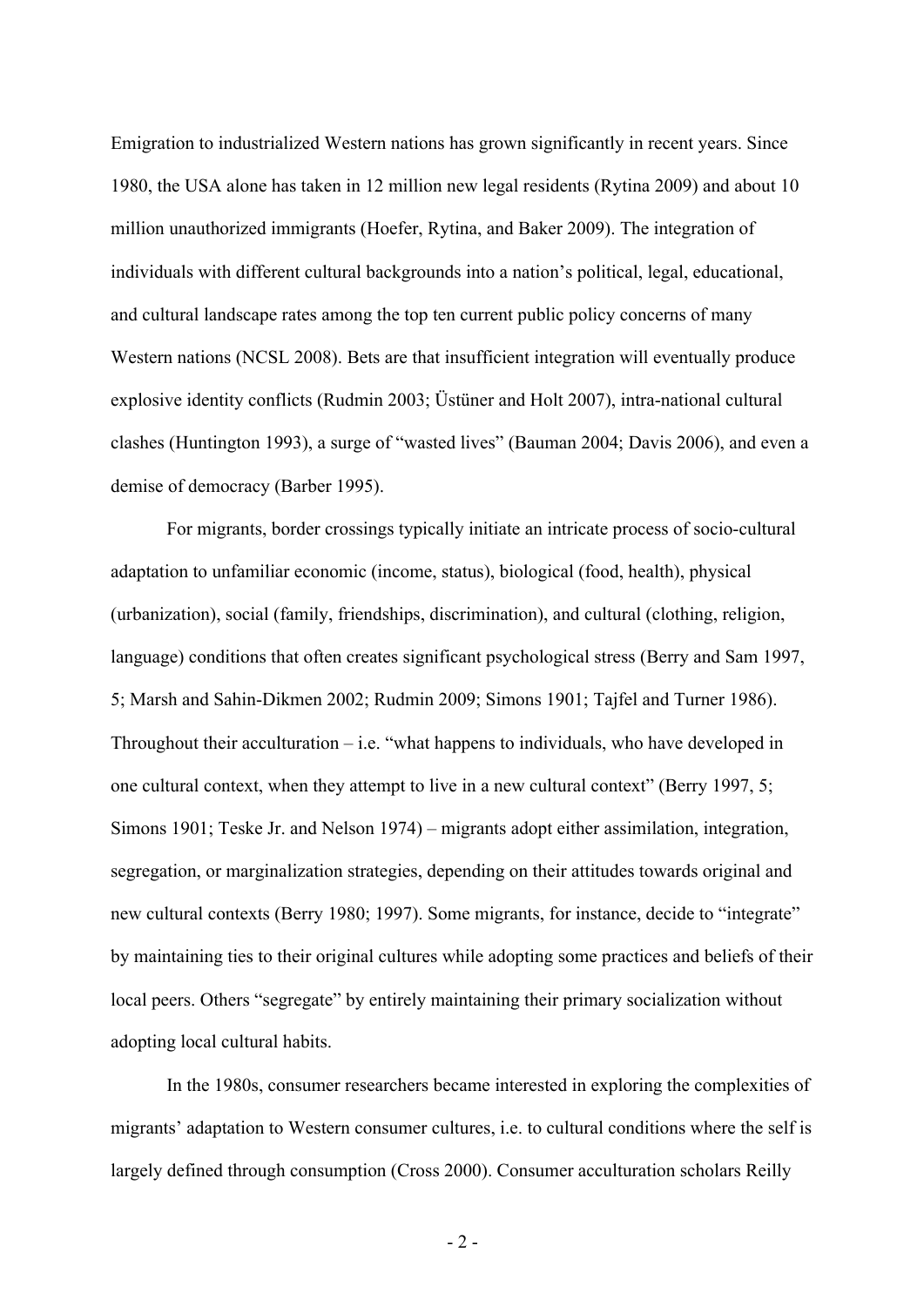Emigration to industrialized Western nations has grown significantly in recent years. Since 1980, the USA alone has taken in 12 million new legal residents (Rytina 2009) and about 10 million unauthorized immigrants (Hoefer, Rytina, and Baker 2009). The integration of individuals with different cultural backgrounds into a nation's political, legal, educational, and cultural landscape rates among the top ten current public policy concerns of many Western nations (NCSL 2008). Bets are that insufficient integration will eventually produce explosive identity conflicts (Rudmin 2003; Üstüner and Holt 2007), intra-national cultural clashes (Huntington 1993), a surge of "wasted lives" (Bauman 2004; Davis 2006), and even a demise of democracy (Barber 1995).

For migrants, border crossings typically initiate an intricate process of socio-cultural adaptation to unfamiliar economic (income, status), biological (food, health), physical (urbanization), social (family, friendships, discrimination), and cultural (clothing, religion, language) conditions that often creates significant psychological stress (Berry and Sam 1997, 5; Marsh and Sahin-Dikmen 2002; Rudmin 2009; Simons 1901; Tajfel and Turner 1986). Throughout their acculturation – i.e. "what happens to individuals, who have developed in one cultural context, when they attempt to live in a new cultural context" (Berry 1997, 5; Simons 1901; Teske Jr. and Nelson 1974) – migrants adopt either assimilation, integration, segregation, or marginalization strategies, depending on their attitudes towards original and new cultural contexts (Berry 1980; 1997). Some migrants, for instance, decide to "integrate" by maintaining ties to their original cultures while adopting some practices and beliefs of their local peers. Others "segregate" by entirely maintaining their primary socialization without adopting local cultural habits.

In the 1980s, consumer researchers became interested in exploring the complexities of migrants' adaptation to Western consumer cultures, i.e. to cultural conditions where the self is largely defined through consumption (Cross 2000). Consumer acculturation scholars Reilly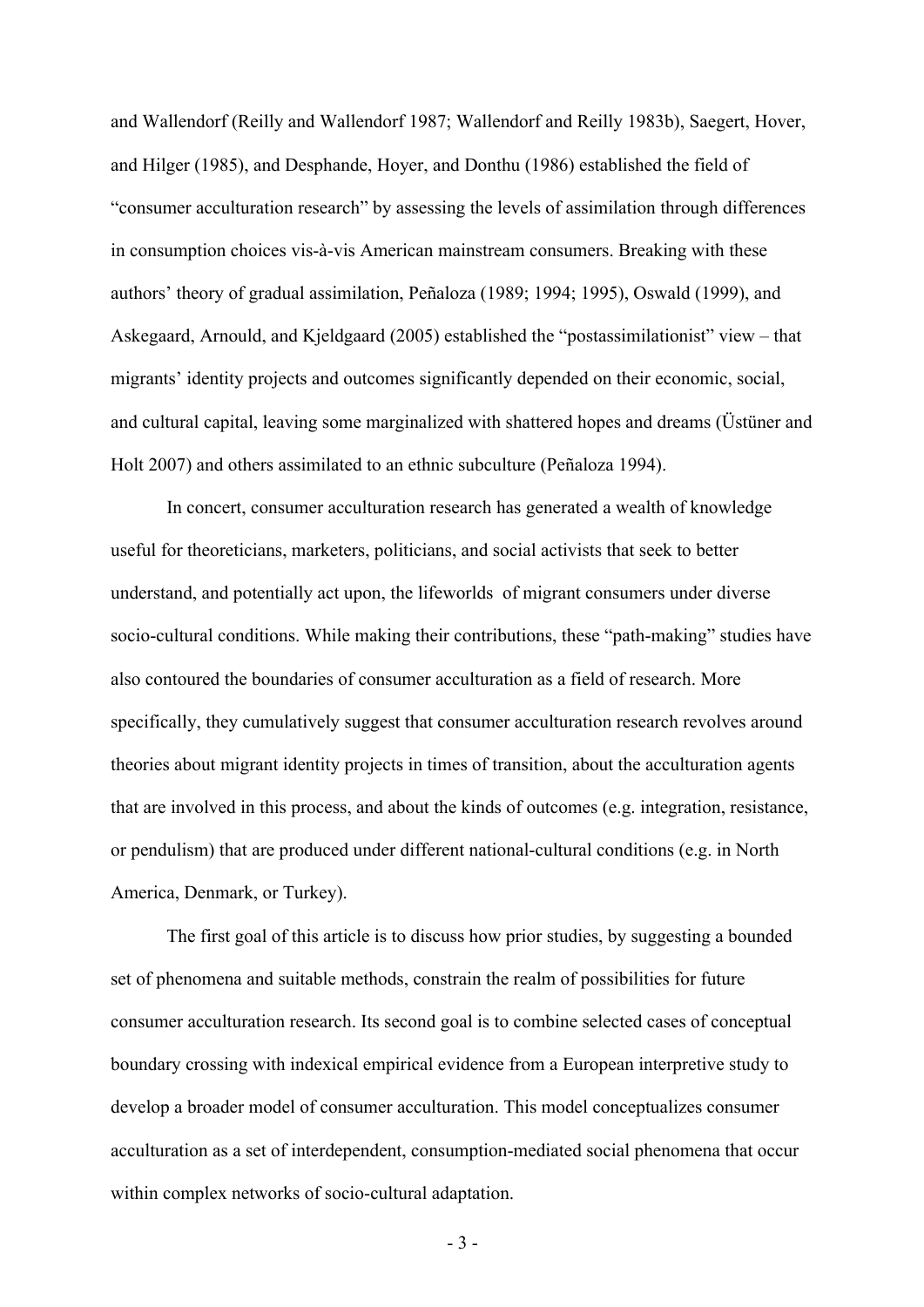and Wallendorf (Reilly and Wallendorf 1987; Wallendorf and Reilly 1983b), Saegert, Hover, and Hilger (1985), and Desphande, Hoyer, and Donthu (1986) established the field of "consumer acculturation research" by assessing the levels of assimilation through differences in consumption choices vis-à-vis American mainstream consumers. Breaking with these authors' theory of gradual assimilation, Peñaloza (1989; 1994; 1995), Oswald (1999), and Askegaard, Arnould, and Kjeldgaard (2005) established the "postassimilationist" view – that migrants' identity projects and outcomes significantly depended on their economic, social, and cultural capital, leaving some marginalized with shattered hopes and dreams (Üstüner and Holt 2007) and others assimilated to an ethnic subculture (Peñaloza 1994).

In concert, consumer acculturation research has generated a wealth of knowledge useful for theoreticians, marketers, politicians, and social activists that seek to better understand, and potentially act upon, the lifeworlds of migrant consumers under diverse socio-cultural conditions. While making their contributions, these "path-making" studies have also contoured the boundaries of consumer acculturation as a field of research. More specifically, they cumulatively suggest that consumer acculturation research revolves around theories about migrant identity projects in times of transition, about the acculturation agents that are involved in this process, and about the kinds of outcomes (e.g. integration, resistance, or pendulism) that are produced under different national-cultural conditions (e.g. in North America, Denmark, or Turkey).

The first goal of this article is to discuss how prior studies, by suggesting a bounded set of phenomena and suitable methods, constrain the realm of possibilities for future consumer acculturation research. Its second goal is to combine selected cases of conceptual boundary crossing with indexical empirical evidence from a European interpretive study to develop a broader model of consumer acculturation. This model conceptualizes consumer acculturation as a set of interdependent, consumption-mediated social phenomena that occur within complex networks of socio-cultural adaptation.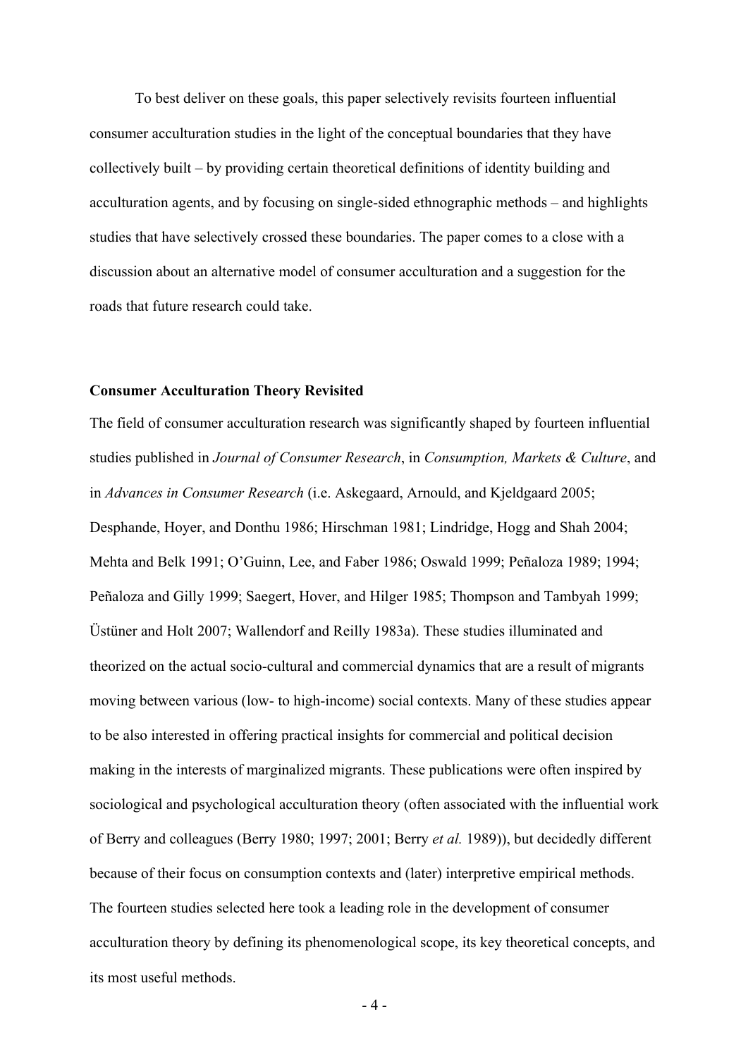To best deliver on these goals, this paper selectively revisits fourteen influential consumer acculturation studies in the light of the conceptual boundaries that they have collectively built – by providing certain theoretical definitions of identity building and acculturation agents, and by focusing on single-sided ethnographic methods – and highlights studies that have selectively crossed these boundaries. The paper comes to a close with a discussion about an alternative model of consumer acculturation and a suggestion for the roads that future research could take.

**Consumer Acculturation Theory Revisited**

The field of consumer acculturation research was significantly shaped by fourteen influential studies published in *Journal of Consumer Research*, in *Consumption, Markets & Culture*, and in *Advances in Consumer Research* (i.e. Askegaard, Arnould, and Kjeldgaard 2005; Desphande, Hoyer, and Donthu 1986; Hirschman 1981; Lindridge, Hogg and Shah 2004; Mehta and Belk 1991; O'Guinn, Lee, and Faber 1986; Oswald 1999; Peñaloza 1989; 1994; Peñaloza and Gilly 1999; Saegert, Hover, and Hilger 1985; Thompson and Tambyah 1999; Üstüner and Holt 2007; Wallendorf and Reilly 1983a). These studies illuminated and theorized on the actual socio-cultural and commercial dynamics that are a result of migrants moving between various (low- to high-income) social contexts. Many of these studies appear to be also interested in offering practical insights for commercial and political decision making in the interests of marginalized migrants. These publications were often inspired by sociological and psychological acculturation theory (often associated with the influential work of Berry and colleagues (Berry 1980; 1997; 2001; Berry *et al.* 1989)), but decidedly different because of their focus on consumption contexts and (later) interpretive empirical methods. The fourteen studies selected here took a leading role in the development of consumer acculturation theory by defining its phenomenological scope, its key theoretical concepts, and its most useful methods.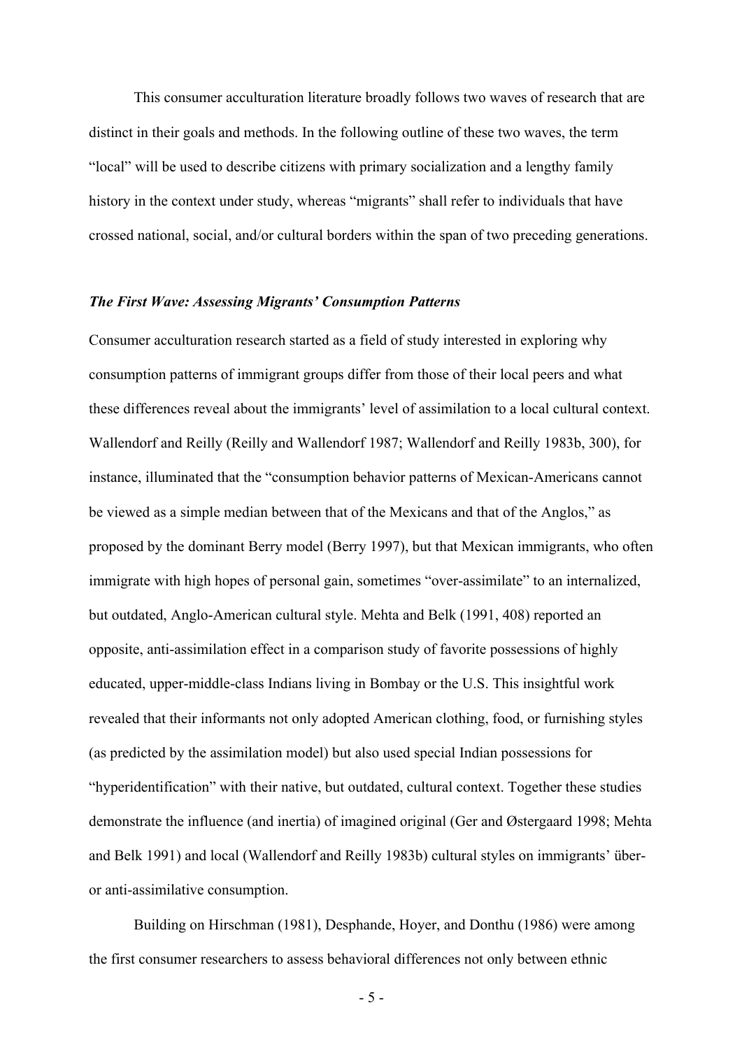This consumer acculturation literature broadly follows two waves of research that are distinct in their goals and methods. In the following outline of these two waves, the term "local" will be used to describe citizens with primary socialization and a lengthy family history in the context under study, whereas "migrants" shall refer to individuals that have crossed national, social, and/or cultural borders within the span of two preceding generations.

### *The First Wave: Assessing Migrants' Consumption Patterns*

Consumer acculturation research started as a field of study interested in exploring why consumption patterns of immigrant groups differ from those of their local peers and what these differences reveal about the immigrants' level of assimilation to a local cultural context. Wallendorf and Reilly (Reilly and Wallendorf 1987; Wallendorf and Reilly 1983b, 300), for instance, illuminated that the "consumption behavior patterns of Mexican-Americans cannot be viewed as a simple median between that of the Mexicans and that of the Anglos," as proposed by the dominant Berry model (Berry 1997), but that Mexican immigrants, who often immigrate with high hopes of personal gain, sometimes "over-assimilate" to an internalized, but outdated, Anglo-American cultural style. Mehta and Belk (1991, 408) reported an opposite, anti-assimilation effect in a comparison study of favorite possessions of highly educated, upper-middle-class Indians living in Bombay or the U.S. This insightful work revealed that their informants not only adopted American clothing, food, or furnishing styles (as predicted by the assimilation model) but also used special Indian possessions for "hyperidentification" with their native, but outdated, cultural context. Together these studies demonstrate the influence (and inertia) of imagined original (Ger and Østergaard 1998; Mehta and Belk 1991) and local (Wallendorf and Reilly 1983b) cultural styles on immigrants' über- or anti-assimilative consumption.

Building on Hirschman (1981), Desphande, Hoyer, and Donthu (1986) were among the first consumer researchers to assess behavioral differences not only between ethnic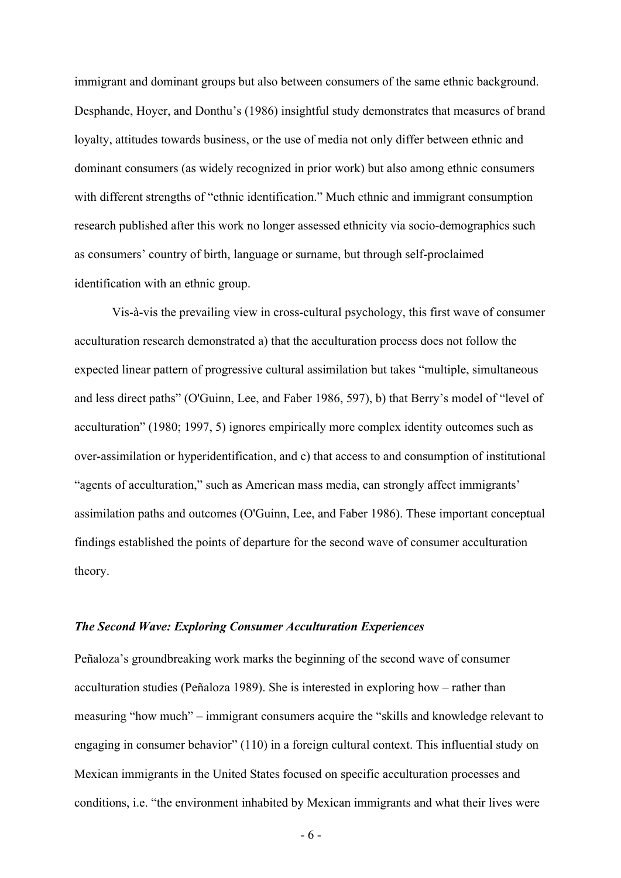immigrant and dominant groups but also between consumers of the same ethnic background. Desphande, Hoyer, and Donthu's (1986) insightful study demonstrates that measures of brand loyalty, attitudes towards business, or the use of media not only differ between ethnic and dominant consumers (as widely recognized in prior work) but also among ethnic consumers with different strengths of "ethnic identification." Much ethnic and immigrant consumption research published after this work no longer assessed ethnicity via socio-demographics such as consumers' country of birth, language or surname, but through self-proclaimed identification with an ethnic group.

Vis-à-vis the prevailing view in cross-cultural psychology, this first wave of consumer acculturation research demonstrated a) that the acculturation process does not follow the expected linear pattern of progressive cultural assimilation but takes "multiple, simultaneous and less direct paths" (O'Guinn, Lee, and Faber 1986, 597), b) that Berry's model of "level of acculturation" (1980; 1997, 5) ignores empirically more complex identity outcomes such as over-assimilation or hyperidentification, and c) that access to and consumption of institutional "agents of acculturation," such as American mass media, can strongly affect immigrants' assimilation paths and outcomes (O'Guinn, Lee, and Faber 1986). These important conceptual findings established the points of departure for the second wave of consumer acculturation theory.

### *The Second Wave: Exploring Consumer Acculturation Experiences*

Peñaloza's groundbreaking work marks the beginning of the second wave of consumer acculturation studies (Peñaloza 1989). She is interested in exploring how – rather than measuring "how much" – immigrant consumers acquire the "skills and knowledge relevant to engaging in consumer behavior" (110) in a foreign cultural context. This influential study on Mexican immigrants in the United States focused on specific acculturation processes and conditions, i.e. "the environment inhabited by Mexican immigrants and what their lives were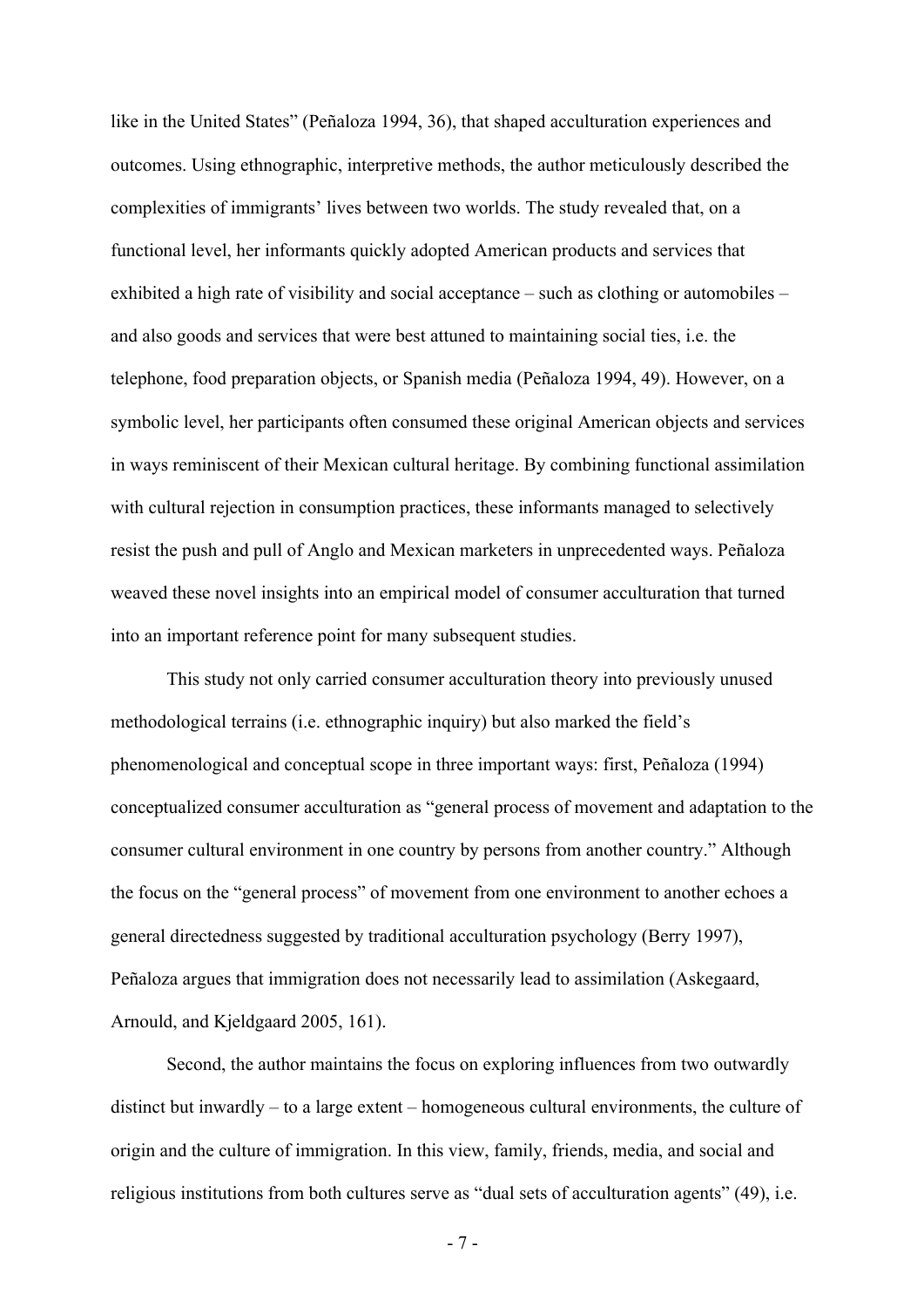like in the United States" (Peñaloza 1994, 36), that shaped acculturation experiences and outcomes. Using ethnographic, interpretive methods, the author meticulously described the complexities of immigrants' lives between two worlds. The study revealed that, on a functional level, her informants quickly adopted American products and services that exhibited a high rate of visibility and social acceptance – such as clothing or automobiles – and also goods and services that were best attuned to maintaining social ties, i.e. the telephone, food preparation objects, or Spanish media (Peñaloza 1994, 49). However, on a symbolic level, her participants often consumed these original American objects and services in ways reminiscent of their Mexican cultural heritage. By combining functional assimilation with cultural rejection in consumption practices, these informants managed to selectively resist the push and pull of Anglo and Mexican marketers in unprecedented ways. Peñaloza weaved these novel insights into an empirical model of consumer acculturation that turned into an important reference point for many subsequent studies.

This study not only carried consumer acculturation theory into previously unused methodological terrains (i.e. ethnographic inquiry) but also marked the field's phenomenological and conceptual scope in three important ways: first, Peñaloza (1994) conceptualized consumer acculturation as "general process of movement and adaptation to the consumer cultural environment in one country by persons from another country." Although the focus on the "general process" of movement from one environment to another echoes a general directedness suggested by traditional acculturation psychology (Berry 1997), Peñaloza argues that immigration does not necessarily lead to assimilation (Askegaard, Arnould, and Kjeldgaard 2005, 161).

Second, the author maintains the focus on exploring influences from two outwardly distinct but inwardly – to a large extent – homogeneous cultural environments, the culture of origin and the culture of immigration. In this view, family, friends, media, and social and religious institutions from both cultures serve as "dual sets of acculturation agents" (49), i.e.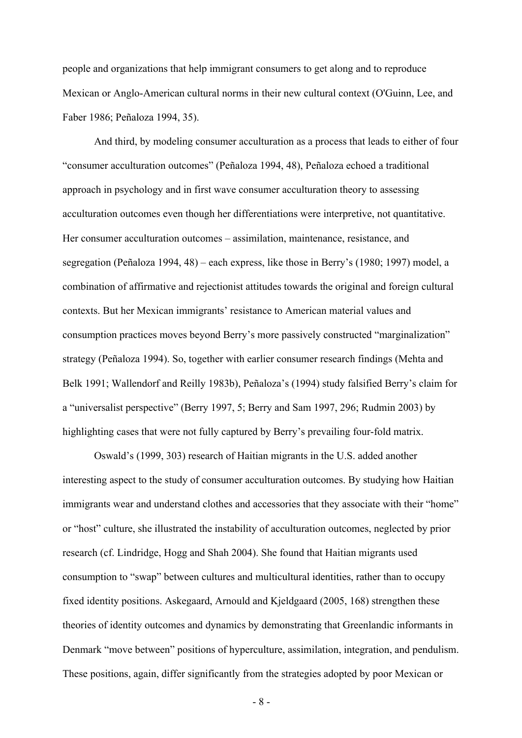people and organizations that help immigrant consumers to get along and to reproduce Mexican or Anglo-American cultural norms in their new cultural context (O'Guinn, Lee, and Faber 1986; Peñaloza 1994, 35).

And third, by modeling consumer acculturation as a process that leads to either of four "consumer acculturation outcomes" (Peñaloza 1994, 48), Peñaloza echoed a traditional approach in psychology and in first wave consumer acculturation theory to assessing acculturation outcomes even though her differentiations were interpretive, not quantitative. Her consumer acculturation outcomes – assimilation, maintenance, resistance, and segregation (Peñaloza 1994, 48) – each express, like those in Berry's (1980; 1997) model, a combination of affirmative and rejectionist attitudes towards the original and foreign cultural contexts. But her Mexican immigrants' resistance to American material values and consumption practices moves beyond Berry's more passively constructed "marginalization" strategy (Peñaloza 1994). So, together with earlier consumer research findings (Mehta and Belk 1991; Wallendorf and Reilly 1983b), Peñaloza's (1994) study falsified Berry's claim for a "universalist perspective" (Berry 1997, 5; Berry and Sam 1997, 296; Rudmin 2003) by highlighting cases that were not fully captured by Berry's prevailing four-fold matrix.

Oswald's (1999, 303) research of Haitian migrants in the U.S. added another interesting aspect to the study of consumer acculturation outcomes. By studying how Haitian immigrants wear and understand clothes and accessories that they associate with their "home" or "host" culture, she illustrated the instability of acculturation outcomes, neglected by prior research (cf. Lindridge, Hogg and Shah 2004). She found that Haitian migrants used consumption to "swap" between cultures and multicultural identities, rather than to occupy fixed identity positions. Askegaard, Arnould and Kjeldgaard (2005, 168) strengthen these theories of identity outcomes and dynamics by demonstrating that Greenlandic informants in Denmark "move between" positions of hyperculture, assimilation, integration, and pendulism. These positions, again, differ significantly from the strategies adopted by poor Mexican or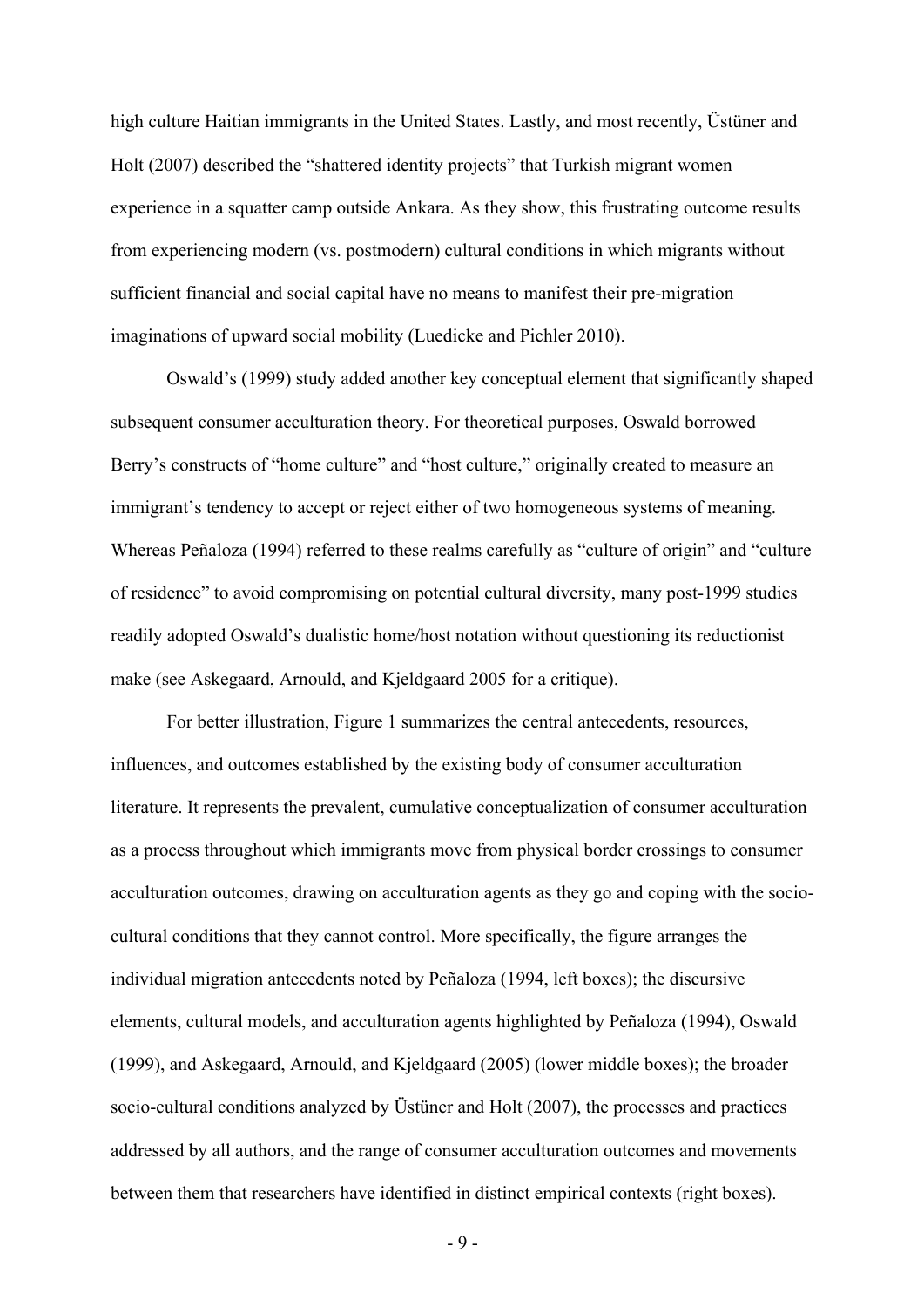high culture Haitian immigrants in the United States. Lastly, and most recently, Üstüner and Holt (2007) described the "shattered identity projects" that Turkish migrant women experience in a squatter camp outside Ankara. As they show, this frustrating outcome results from experiencing modern (vs. postmodern) cultural conditions in which migrants without sufficient financial and social capital have no means to manifest their pre-migration imaginations of upward social mobility (Luedicke and Pichler 2010).

Oswald's (1999) study added another key conceptual element that significantly shaped subsequent consumer acculturation theory. For theoretical purposes, Oswald borrowed Berry's constructs of "home culture" and "host culture," originally created to measure an immigrant's tendency to accept or reject either of two homogeneous systems of meaning. Whereas Peñaloza (1994) referred to these realms carefully as "culture of origin" and "culture of residence" to avoid compromising on potential cultural diversity, many post-1999 studies readily adopted Oswald's dualistic home/host notation without questioning its reductionist make (see Askegaard, Arnould, and Kjeldgaard 2005 for a critique).

For better illustration, Figure 1 summarizes the central antecedents, resources, influences, and outcomes established by the existing body of consumer acculturation literature. It represents the prevalent, cumulative conceptualization of consumer acculturation as a process throughout which immigrants move from physical border crossings to consumer acculturation outcomes, drawing on acculturation agents as they go and coping with the socio-cultural conditions that they cannot control. More specifically, the figure arranges the individual migration antecedents noted by Peñaloza (1994, left boxes); the discursive elements, cultural models, and acculturation agents highlighted by Peñaloza (1994), Oswald (1999), and Askegaard, Arnould, and Kjeldgaard (2005) (lower middle boxes); the broader socio-cultural conditions analyzed by Üstüner and Holt (2007), the processes and practices addressed by all authors, and the range of consumer acculturation outcomes and movements between them that researchers have identified in distinct empirical contexts (right boxes).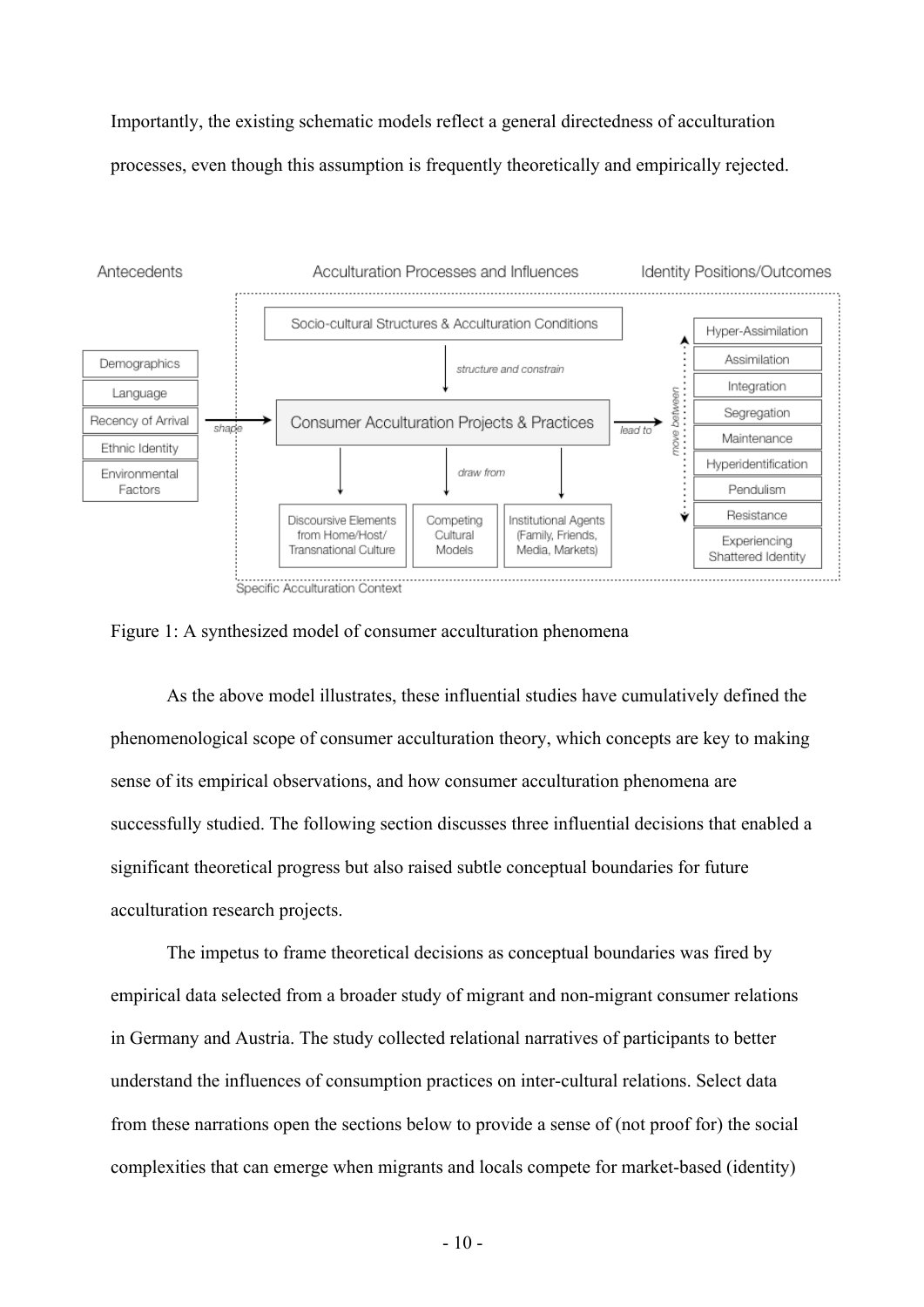Importantly, the existing schematic models reflect a general directedness of acculturation processes, even though this assumption is frequently theoretically and empirically rejected.

Figure 1: A synthesized model of consumer acculturation phenomena

As the above model illustrates, these influential studies have cumulatively defined the phenomenological scope of consumer acculturation theory, which concepts are key to making sense of its empirical observations, and how consumer acculturation phenomena are successfully studied. The following section discusses three influential decisions that enabled a significant theoretical progress but also raised subtle conceptual boundaries for future acculturation research projects.

The impetus to frame theoretical decisions as conceptual boundaries was fired by empirical data selected from a broader study of migrant and non-migrant consumer relations in Germany and Austria. The study collected relational narratives of participants to better understand the influences of consumption practices on inter-cultural relations. Select data from these narrations open the sections below to provide a sense of (not proof for) the social complexities that can emerge when migrants and locals compete for market-based (identity)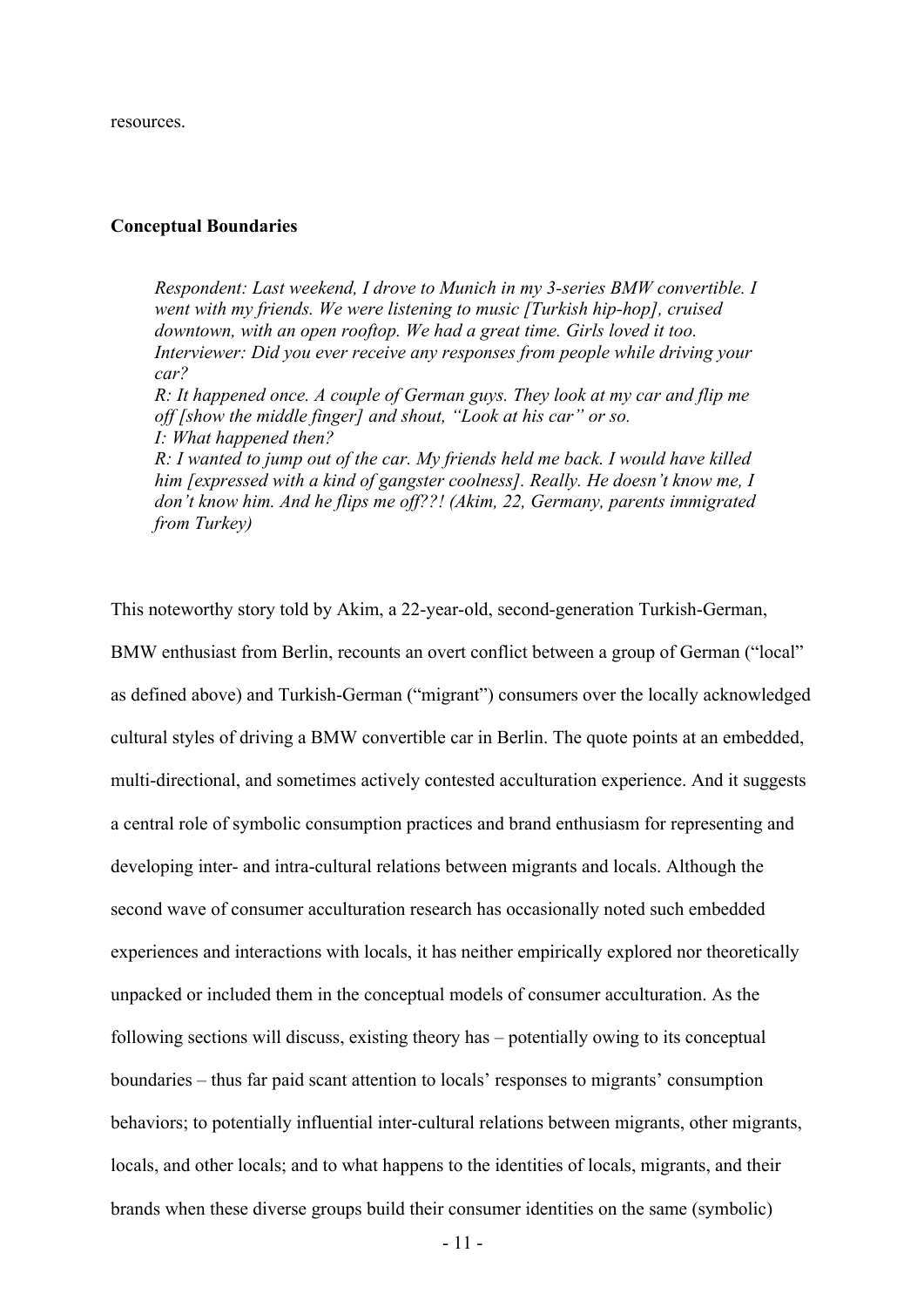resources.

### Conceptual Boundaries

> *Respondent: Last weekend, I drove to Munich in my 3-series BMW convertible. I went with my friends. We were listening to music [Turkish hip-hop], cruised downtown, with an open rooftop. We had a great time. Girls loved it too.*
> *Interviewer: Did you ever receive any responses from people while driving your car?*
> *R: It happened once. A couple of German guys. They look at my car and flip me off [show the middle finger] and shout, "Look at his car" or so.*
> *I: What happened then?*
> *R: I wanted to jump out of the car. My friends held me back. I would have killed him [expressed with a kind of gangster coolness]. Really. He doesn't know me, I don't know him. And he flips me off??! (Akim, 22, Germany, parents immigrated from Turkey)*

This noteworthy story told by Akim, a 22-year-old, second-generation Turkish-German, BMW enthusiast from Berlin, recounts an overt conflict between a group of German ("local" as defined above) and Turkish-German ("migrant") consumers over the locally acknowledged cultural styles of driving a BMW convertible car in Berlin. The quote points at an embedded, multi-directional, and sometimes actively contested acculturation experience. And it suggests a central role of symbolic consumption practices and brand enthusiasm for representing and developing inter- and intra-cultural relations between migrants and locals. Although the second wave of consumer acculturation research has occasionally noted such embedded experiences and interactions with locals, it has neither empirically explored nor theoretically unpacked or included them in the conceptual models of consumer acculturation. As the following sections will discuss, existing theory has – potentially owing to its conceptual boundaries – thus far paid scant attention to locals' responses to migrants' consumption behaviors; to potentially influential inter-cultural relations between migrants, other migrants, locals, and other locals; and to what happens to the identities of locals, migrants, and their brands when these diverse groups build their consumer identities on the same (symbolic)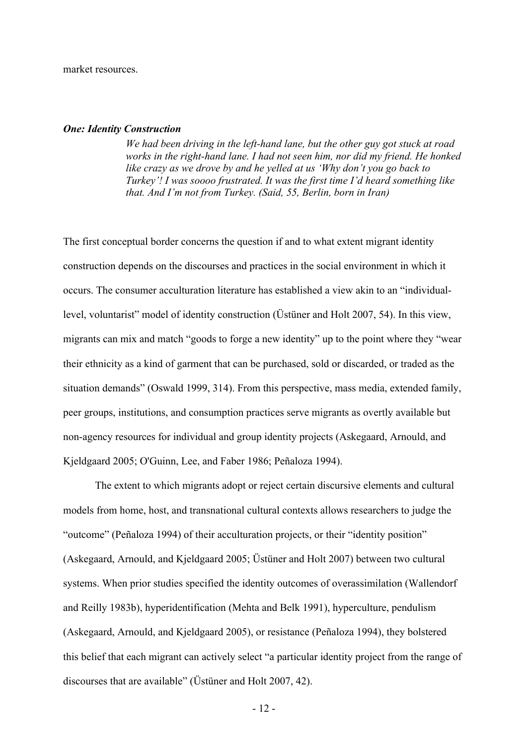market resources.

### *One: Identity Construction*

> *We had been driving in the left-hand lane, but the other guy got stuck at road works in the right-hand lane. I had not seen him, nor did my friend. He honked like crazy as we drove by and he yelled at us 'Why don't you go back to Turkey'! I was soooo frustrated. It was the first time I'd heard something like that. And I'm not from Turkey. (Said, 55, Berlin, born in Iran)*

The first conceptual border concerns the question if and to what extent migrant identity construction depends on the discourses and practices in the social environment in which it occurs. The consumer acculturation literature has established a view akin to an "individual-level, voluntarist" model of identity construction (Üstüner and Holt 2007, 54). In this view, migrants can mix and match "goods to forge a new identity" up to the point where they "wear their ethnicity as a kind of garment that can be purchased, sold or discarded, or traded as the situation demands" (Oswald 1999, 314). From this perspective, mass media, extended family, peer groups, institutions, and consumption practices serve migrants as overtly available but non-agency resources for individual and group identity projects (Askegaard, Arnould, and Kjeldgaard 2005; O'Guinn, Lee, and Faber 1986; Peñaloza 1994).

The extent to which migrants adopt or reject certain discursive elements and cultural models from home, host, and transnational cultural contexts allows researchers to judge the "outcome" (Peñaloza 1994) of their acculturation projects, or their "identity position" (Askegaard, Arnould, and Kjeldgaard 2005; Üstüner and Holt 2007) between two cultural systems. When prior studies specified the identity outcomes of overassimilation (Wallendorf and Reilly 1983b), hyperidentification (Mehta and Belk 1991), hyperculture, pendulism (Askegaard, Arnould, and Kjeldgaard 2005), or resistance (Peñaloza 1994), they bolstered this belief that each migrant can actively select "a particular identity project from the range of discourses that are available" (Üstüner and Holt 2007, 42).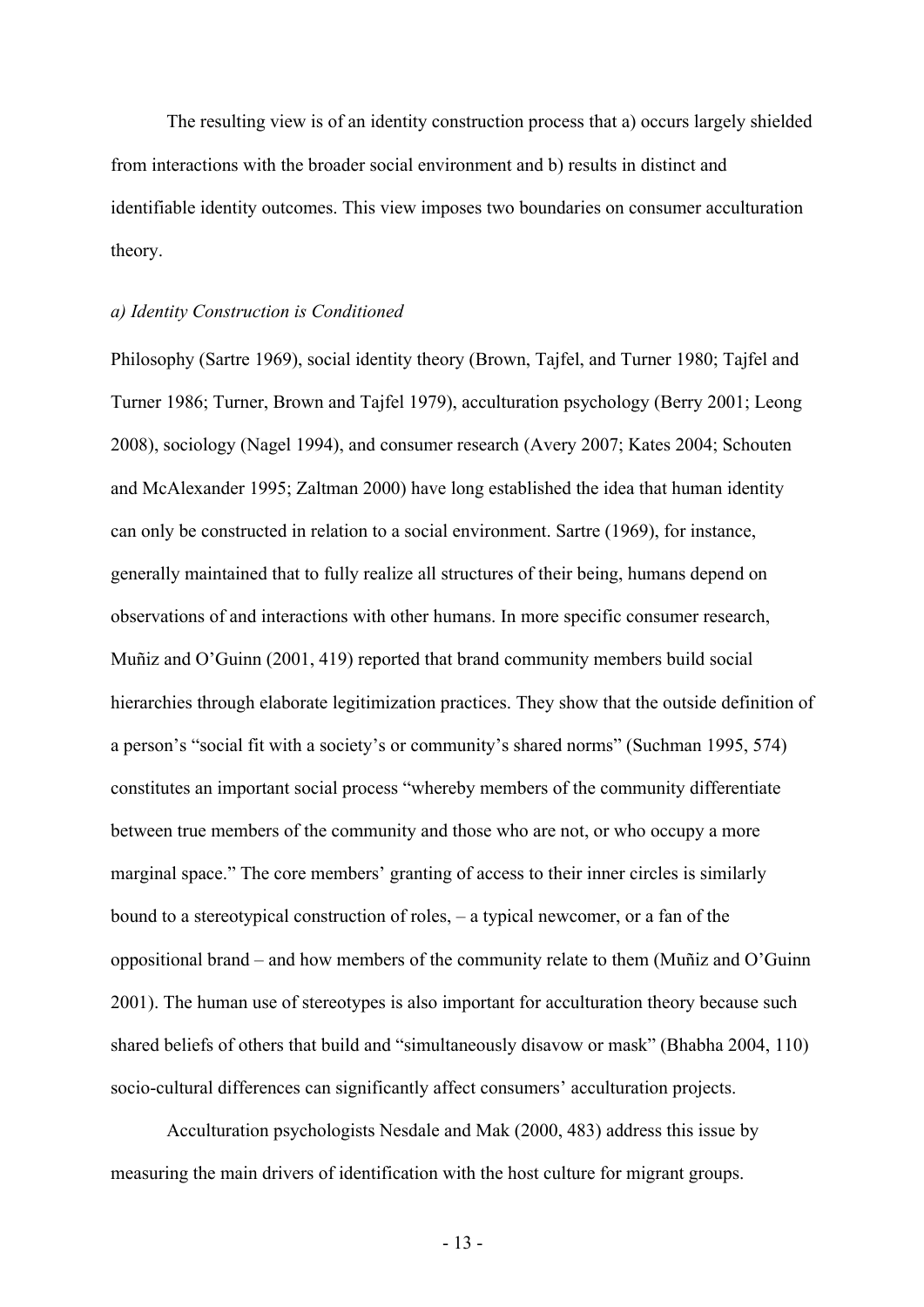The resulting view is of an identity construction process that a) occurs largely shielded from interactions with the broader social environment and b) results in distinct and identifiable identity outcomes. This view imposes two boundaries on consumer acculturation theory.

*a) Identity Construction is Conditioned*

Philosophy (Sartre 1969), social identity theory (Brown, Tajfel, and Turner 1980; Tajfel and Turner 1986; Turner, Brown and Tajfel 1979), acculturation psychology (Berry 2001; Leong 2008), sociology (Nagel 1994), and consumer research (Avery 2007; Kates 2004; Schouten and McAlexander 1995; Zaltman 2000) have long established the idea that human identity can only be constructed in relation to a social environment. Sartre (1969), for instance, generally maintained that to fully realize all structures of their being, humans depend on observations of and interactions with other humans. In more specific consumer research, Muñiz and O'Guinn (2001, 419) reported that brand community members build social hierarchies through elaborate legitimization practices. They show that the outside definition of a person's "social fit with a society's or community's shared norms" (Suchman 1995, 574) constitutes an important social process "whereby members of the community differentiate between true members of the community and those who are not, or who occupy a more marginal space." The core members' granting of access to their inner circles is similarly bound to a stereotypical construction of roles, – a typical newcomer, or a fan of the oppositional brand – and how members of the community relate to them (Muñiz and O'Guinn 2001). The human use of stereotypes is also important for acculturation theory because such shared beliefs of others that build and "simultaneously disavow or mask" (Bhabha 2004, 110) socio-cultural differences can significantly affect consumers' acculturation projects.

Acculturation psychologists Nesdale and Mak (2000, 483) address this issue by measuring the main drivers of identification with the host culture for migrant groups.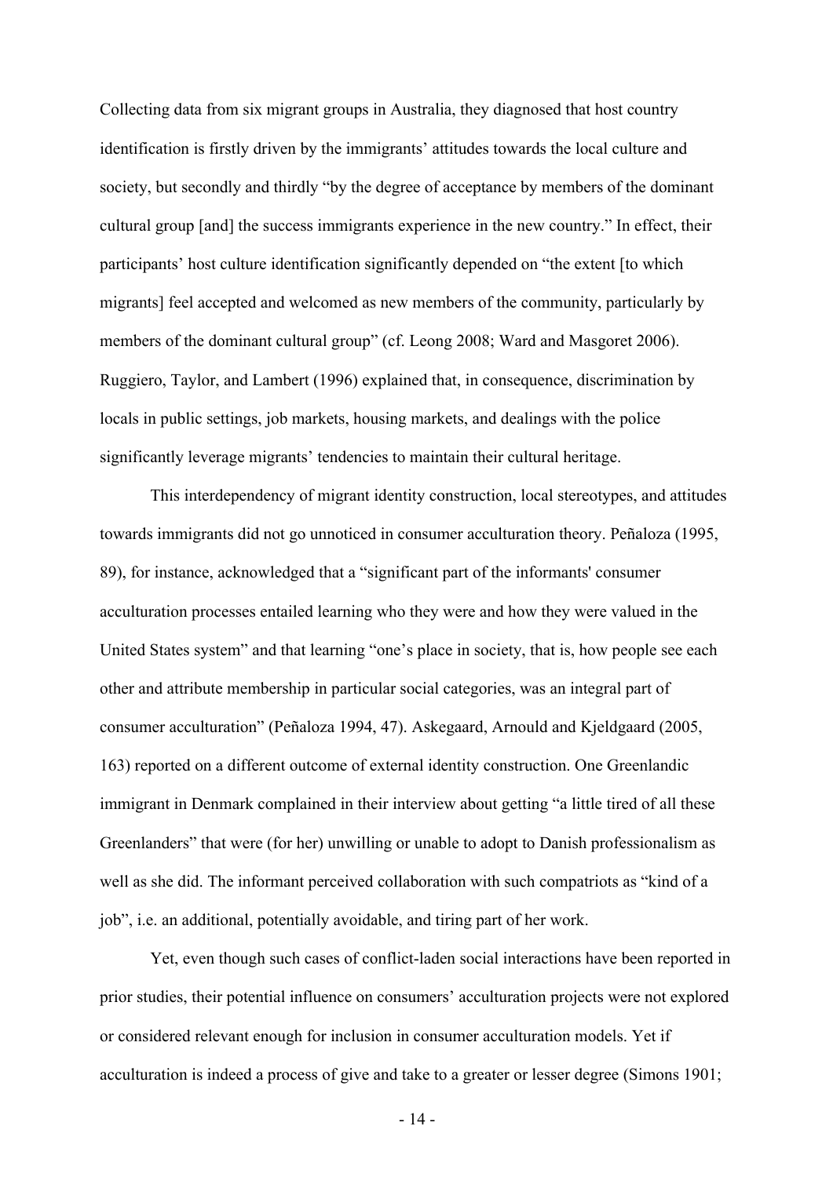Collecting data from six migrant groups in Australia, they diagnosed that host country identification is firstly driven by the immigrants' attitudes towards the local culture and society, but secondly and thirdly "by the degree of acceptance by members of the dominant cultural group [and] the success immigrants experience in the new country." In effect, their participants' host culture identification significantly depended on "the extent [to which migrants] feel accepted and welcomed as new members of the community, particularly by members of the dominant cultural group" (cf. Leong 2008; Ward and Masgoret 2006). Ruggiero, Taylor, and Lambert (1996) explained that, in consequence, discrimination by locals in public settings, job markets, housing markets, and dealings with the police significantly leverage migrants' tendencies to maintain their cultural heritage.

This interdependency of migrant identity construction, local stereotypes, and attitudes towards immigrants did not go unnoticed in consumer acculturation theory. Peñaloza (1995, 89), for instance, acknowledged that a "significant part of the informants' consumer acculturation processes entailed learning who they were and how they were valued in the United States system" and that learning "one's place in society, that is, how people see each other and attribute membership in particular social categories, was an integral part of consumer acculturation" (Peñaloza 1994, 47). Askegaard, Arnould and Kjeldgaard (2005, 163) reported on a different outcome of external identity construction. One Greenlandic immigrant in Denmark complained in their interview about getting "a little tired of all these Greenlanders" that were (for her) unwilling or unable to adopt to Danish professionalism as well as she did. The informant perceived collaboration with such compatriots as "kind of a job", i.e. an additional, potentially avoidable, and tiring part of her work.

Yet, even though such cases of conflict-laden social interactions have been reported in prior studies, their potential influence on consumers' acculturation projects were not explored or considered relevant enough for inclusion in consumer acculturation models. Yet if acculturation is indeed a process of give and take to a greater or lesser degree (Simons 1901;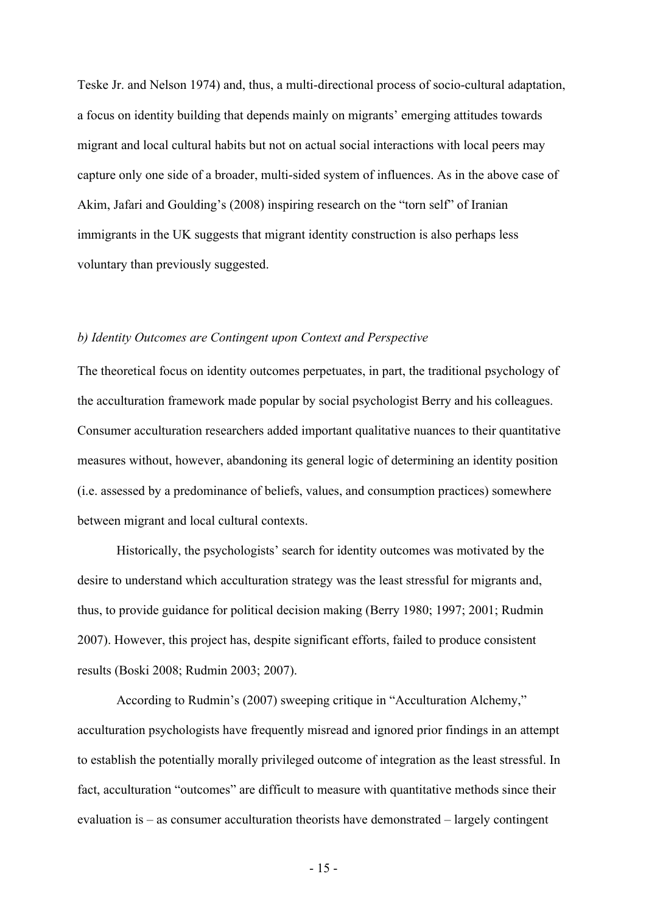Teske Jr. and Nelson 1974) and, thus, a multi-directional process of socio-cultural adaptation, a focus on identity building that depends mainly on migrants' emerging attitudes towards migrant and local cultural habits but not on actual social interactions with local peers may capture only one side of a broader, multi-sided system of influences. As in the above case of Akim, Jafari and Goulding's (2008) inspiring research on the "torn self" of Iranian immigrants in the UK suggests that migrant identity construction is also perhaps less voluntary than previously suggested.

*b) Identity Outcomes are Contingent upon Context and Perspective*

The theoretical focus on identity outcomes perpetuates, in part, the traditional psychology of the acculturation framework made popular by social psychologist Berry and his colleagues. Consumer acculturation researchers added important qualitative nuances to their quantitative measures without, however, abandoning its general logic of determining an identity position (i.e. assessed by a predominance of beliefs, values, and consumption practices) somewhere between migrant and local cultural contexts.

Historically, the psychologists' search for identity outcomes was motivated by the desire to understand which acculturation strategy was the least stressful for migrants and, thus, to provide guidance for political decision making (Berry 1980; 1997; 2001; Rudmin 2007). However, this project has, despite significant efforts, failed to produce consistent results (Boski 2008; Rudmin 2003; 2007).

According to Rudmin's (2007) sweeping critique in "Acculturation Alchemy," acculturation psychologists have frequently misread and ignored prior findings in an attempt to establish the potentially morally privileged outcome of integration as the least stressful. In fact, acculturation "outcomes" are difficult to measure with quantitative methods since their evaluation is – as consumer acculturation theorists have demonstrated – largely contingent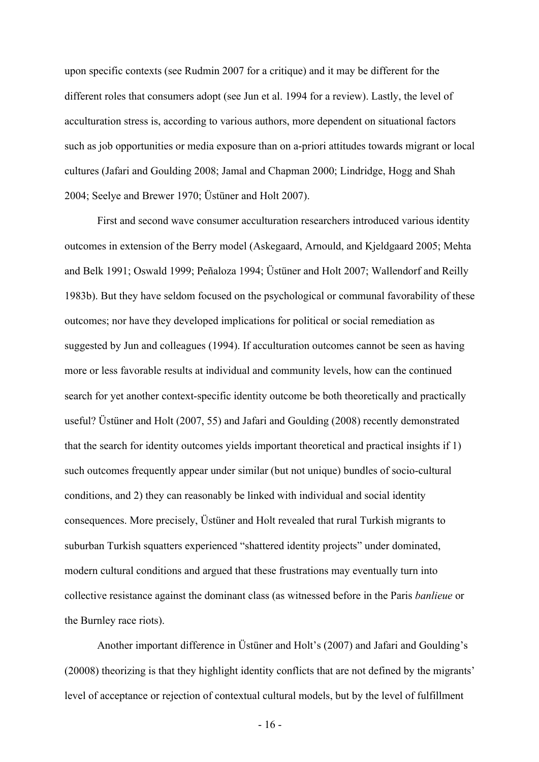upon specific contexts (see Rudmin 2007 for a critique) and it may be different for the different roles that consumers adopt (see Jun et al. 1994 for a review). Lastly, the level of acculturation stress is, according to various authors, more dependent on situational factors such as job opportunities or media exposure than on a-priori attitudes towards migrant or local cultures (Jafari and Goulding 2008; Jamal and Chapman 2000; Lindridge, Hogg and Shah 2004; Seelye and Brewer 1970; Üstüner and Holt 2007).

First and second wave consumer acculturation researchers introduced various identity outcomes in extension of the Berry model (Askegaard, Arnould, and Kjeldgaard 2005; Mehta and Belk 1991; Oswald 1999; Peñaloza 1994; Üstüner and Holt 2007; Wallendorf and Reilly 1983b). But they have seldom focused on the psychological or communal favorability of these outcomes; nor have they developed implications for political or social remediation as suggested by Jun and colleagues (1994). If acculturation outcomes cannot be seen as having more or less favorable results at individual and community levels, how can the continued search for yet another context-specific identity outcome be both theoretically and practically useful? Üstüner and Holt (2007, 55) and Jafari and Goulding (2008) recently demonstrated that the search for identity outcomes yields important theoretical and practical insights if 1) such outcomes frequently appear under similar (but not unique) bundles of socio-cultural conditions, and 2) they can reasonably be linked with individual and social identity consequences. More precisely, Üstüner and Holt revealed that rural Turkish migrants to suburban Turkish squatters experienced "shattered identity projects" under dominated, modern cultural conditions and argued that these frustrations may eventually turn into collective resistance against the dominant class (as witnessed before in the Paris *banlieue* or the Burnley race riots).

Another important difference in Üstüner and Holt's (2007) and Jafari and Goulding's (20008) theorizing is that they highlight identity conflicts that are not defined by the migrants' level of acceptance or rejection of contextual cultural models, but by the level of fulfillment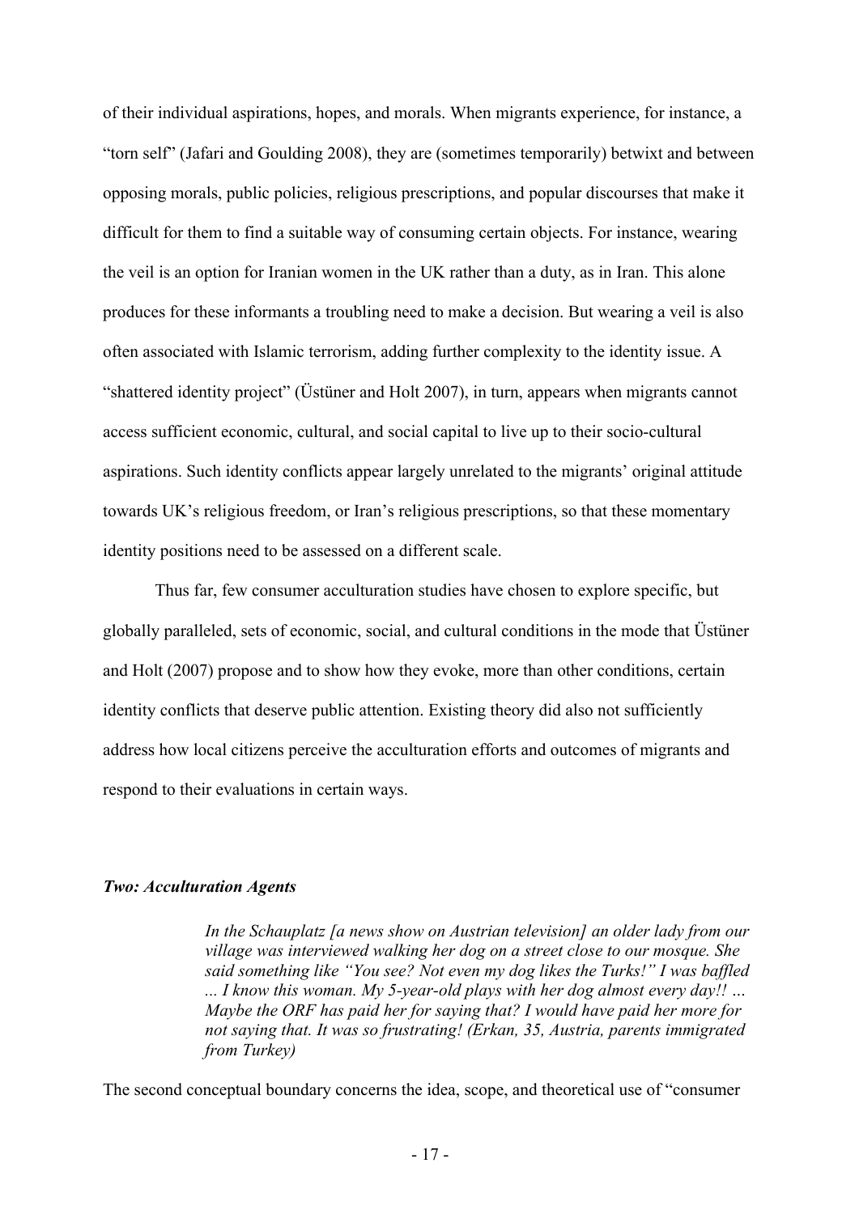of their individual aspirations, hopes, and morals. When migrants experience, for instance, a "torn self" (Jafari and Goulding 2008), they are (sometimes temporarily) betwixt and between opposing morals, public policies, religious prescriptions, and popular discourses that make it difficult for them to find a suitable way of consuming certain objects. For instance, wearing the veil is an option for Iranian women in the UK rather than a duty, as in Iran. This alone produces for these informants a troubling need to make a decision. But wearing a veil is also often associated with Islamic terrorism, adding further complexity to the identity issue. A "shattered identity project" (Üstüner and Holt 2007), in turn, appears when migrants cannot access sufficient economic, cultural, and social capital to live up to their socio-cultural aspirations. Such identity conflicts appear largely unrelated to the migrants' original attitude towards UK's religious freedom, or Iran's religious prescriptions, so that these momentary identity positions need to be assessed on a different scale.

Thus far, few consumer acculturation studies have chosen to explore specific, but globally paralleled, sets of economic, social, and cultural conditions in the mode that Üstüner and Holt (2007) propose and to show how they evoke, more than other conditions, certain identity conflicts that deserve public attention. Existing theory did also not sufficiently address how local citizens perceive the acculturation efforts and outcomes of migrants and respond to their evaluations in certain ways.

### *Two: Acculturation Agents*

> *In the Schauplatz [a news show on Austrian television] an older lady from our village was interviewed walking her dog on a street close to our mosque. She said something like "You see? Not even my dog likes the Turks!" I was baffled ... I know this woman. My 5-year-old plays with her dog almost every day!! … Maybe the ORF has paid her for saying that? I would have paid her more for not saying that. It was so frustrating! (Erkan, 35, Austria, parents immigrated from Turkey)*

The second conceptual boundary concerns the idea, scope, and theoretical use of "consumer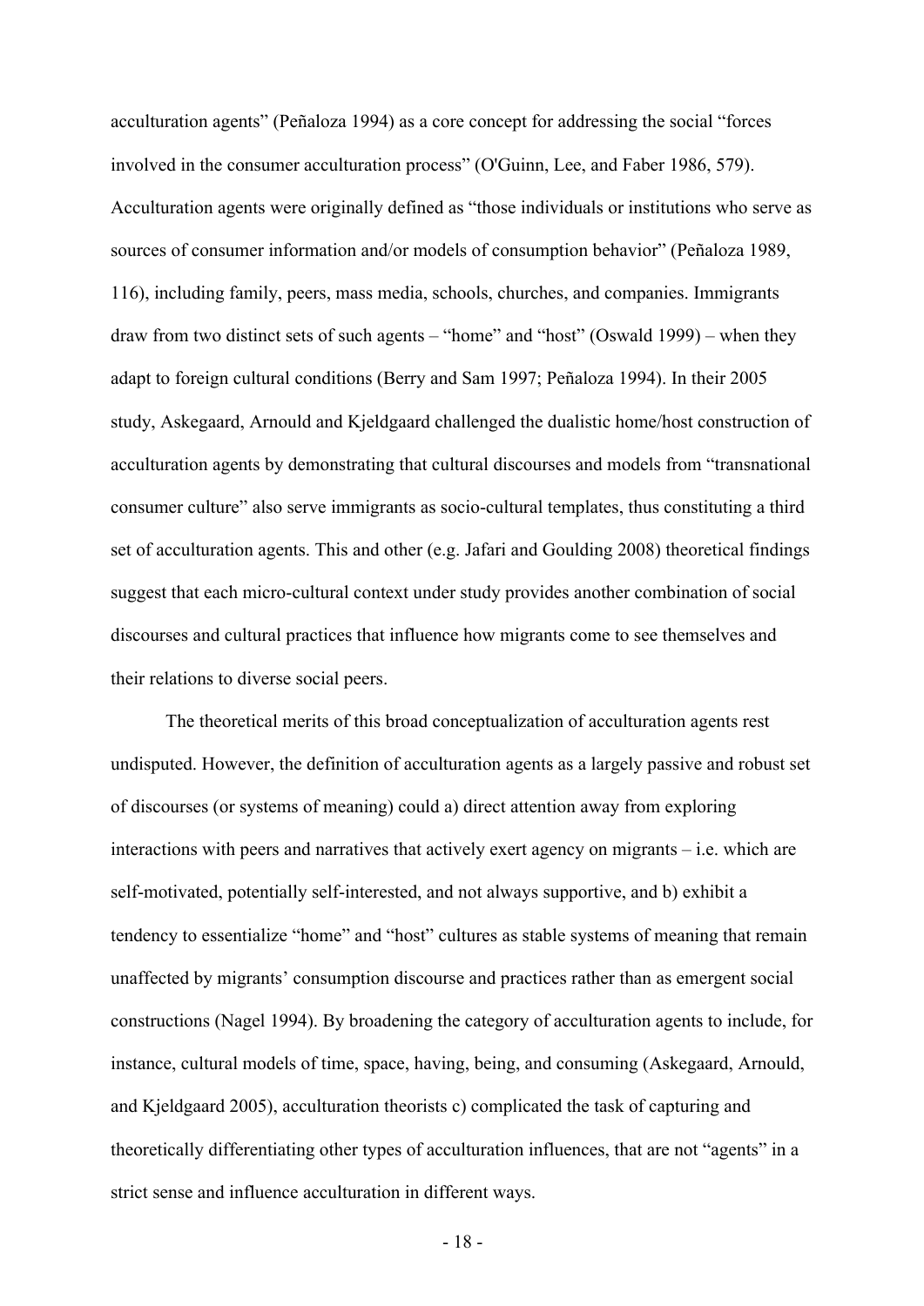acculturation agents" (Peñaloza 1994) as a core concept for addressing the social "forces involved in the consumer acculturation process" (O'Guinn, Lee, and Faber 1986, 579). Acculturation agents were originally defined as "those individuals or institutions who serve as sources of consumer information and/or models of consumption behavior" (Peñaloza 1989, 116), including family, peers, mass media, schools, churches, and companies. Immigrants draw from two distinct sets of such agents – "home" and "host" (Oswald 1999) – when they adapt to foreign cultural conditions (Berry and Sam 1997; Peñaloza 1994). In their 2005 study, Askegaard, Arnould and Kjeldgaard challenged the dualistic home/host construction of acculturation agents by demonstrating that cultural discourses and models from "transnational consumer culture" also serve immigrants as socio-cultural templates, thus constituting a third set of acculturation agents. This and other (e.g. Jafari and Goulding 2008) theoretical findings suggest that each micro-cultural context under study provides another combination of social discourses and cultural practices that influence how migrants come to see themselves and their relations to diverse social peers.

The theoretical merits of this broad conceptualization of acculturation agents rest undisputed. However, the definition of acculturation agents as a largely passive and robust set of discourses (or systems of meaning) could a) direct attention away from exploring interactions with peers and narratives that actively exert agency on migrants – i.e. which are self-motivated, potentially self-interested, and not always supportive, and b) exhibit a tendency to essentialize "home" and "host" cultures as stable systems of meaning that remain unaffected by migrants' consumption discourse and practices rather than as emergent social constructions (Nagel 1994). By broadening the category of acculturation agents to include, for instance, cultural models of time, space, having, being, and consuming (Askegaard, Arnould, and Kjeldgaard 2005), acculturation theorists c) complicated the task of capturing and theoretically differentiating other types of acculturation influences, that are not "agents" in a strict sense and influence acculturation in different ways.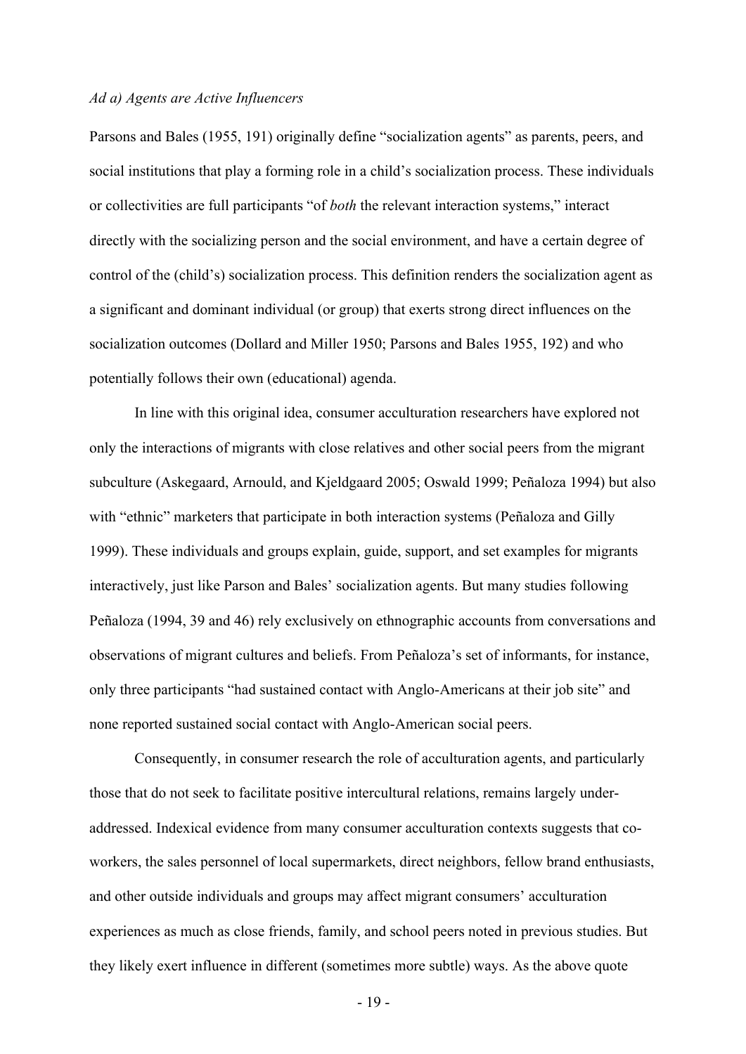*Ad a) Agents are Active Influencers*

Parsons and Bales (1955, 191) originally define "socialization agents" as parents, peers, and social institutions that play a forming role in a child's socialization process. These individuals or collectivities are full participants "of *both* the relevant interaction systems," interact directly with the socializing person and the social environment, and have a certain degree of control of the (child's) socialization process. This definition renders the socialization agent as a significant and dominant individual (or group) that exerts strong direct influences on the socialization outcomes (Dollard and Miller 1950; Parsons and Bales 1955, 192) and who potentially follows their own (educational) agenda.

In line with this original idea, consumer acculturation researchers have explored not only the interactions of migrants with close relatives and other social peers from the migrant subculture (Askegaard, Arnould, and Kjeldgaard 2005; Oswald 1999; Peñaloza 1994) but also with "ethnic" marketers that participate in both interaction systems (Peñaloza and Gilly 1999). These individuals and groups explain, guide, support, and set examples for migrants interactively, just like Parson and Bales' socialization agents. But many studies following Peñaloza (1994, 39 and 46) rely exclusively on ethnographic accounts from conversations and observations of migrant cultures and beliefs. From Peñaloza's set of informants, for instance, only three participants "had sustained contact with Anglo-Americans at their job site" and none reported sustained social contact with Anglo-American social peers.

Consequently, in consumer research the role of acculturation agents, and particularly those that do not seek to facilitate positive intercultural relations, remains largely under-addressed. Indexical evidence from many consumer acculturation contexts suggests that co-workers, the sales personnel of local supermarkets, direct neighbors, fellow brand enthusiasts, and other outside individuals and groups may affect migrant consumers' acculturation experiences as much as close friends, family, and school peers noted in previous studies. But they likely exert influence in different (sometimes more subtle) ways. As the above quote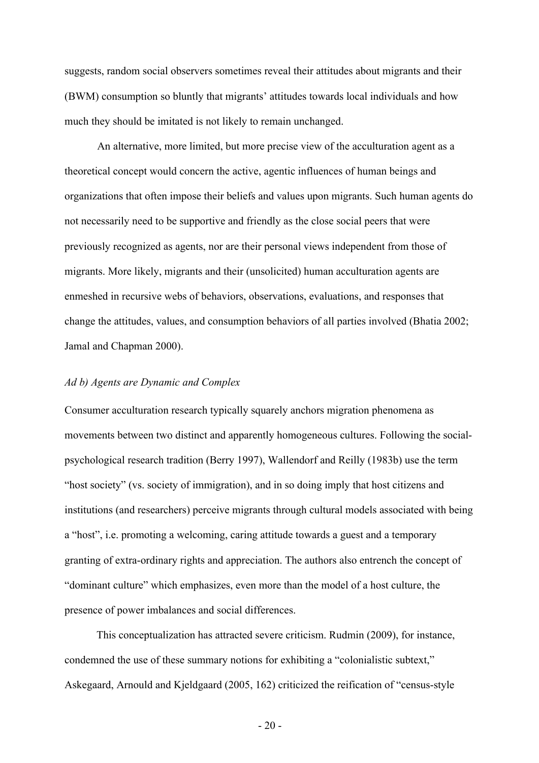suggests, random social observers sometimes reveal their attitudes about migrants and their (BWM) consumption so bluntly that migrants' attitudes towards local individuals and how much they should be imitated is not likely to remain unchanged.

An alternative, more limited, but more precise view of the acculturation agent as a theoretical concept would concern the active, agentic influences of human beings and organizations that often impose their beliefs and values upon migrants. Such human agents do not necessarily need to be supportive and friendly as the close social peers that were previously recognized as agents, nor are their personal views independent from those of migrants. More likely, migrants and their (unsolicited) human acculturation agents are enmeshed in recursive webs of behaviors, observations, evaluations, and responses that change the attitudes, values, and consumption behaviors of all parties involved (Bhatia 2002; Jamal and Chapman 2000).

*Ad b) Agents are Dynamic and Complex*

Consumer acculturation research typically squarely anchors migration phenomena as movements between two distinct and apparently homogeneous cultures. Following the social-psychological research tradition (Berry 1997), Wallendorf and Reilly (1983b) use the term "host society" (vs. society of immigration), and in so doing imply that host citizens and institutions (and researchers) perceive migrants through cultural models associated with being a "host", i.e. promoting a welcoming, caring attitude towards a guest and a temporary granting of extra-ordinary rights and appreciation. The authors also entrench the concept of "dominant culture" which emphasizes, even more than the model of a host culture, the presence of power imbalances and social differences.

This conceptualization has attracted severe criticism. Rudmin (2009), for instance, condemned the use of these summary notions for exhibiting a "colonialistic subtext," Askegaard, Arnould and Kjeldgaard (2005, 162) criticized the reification of "census-style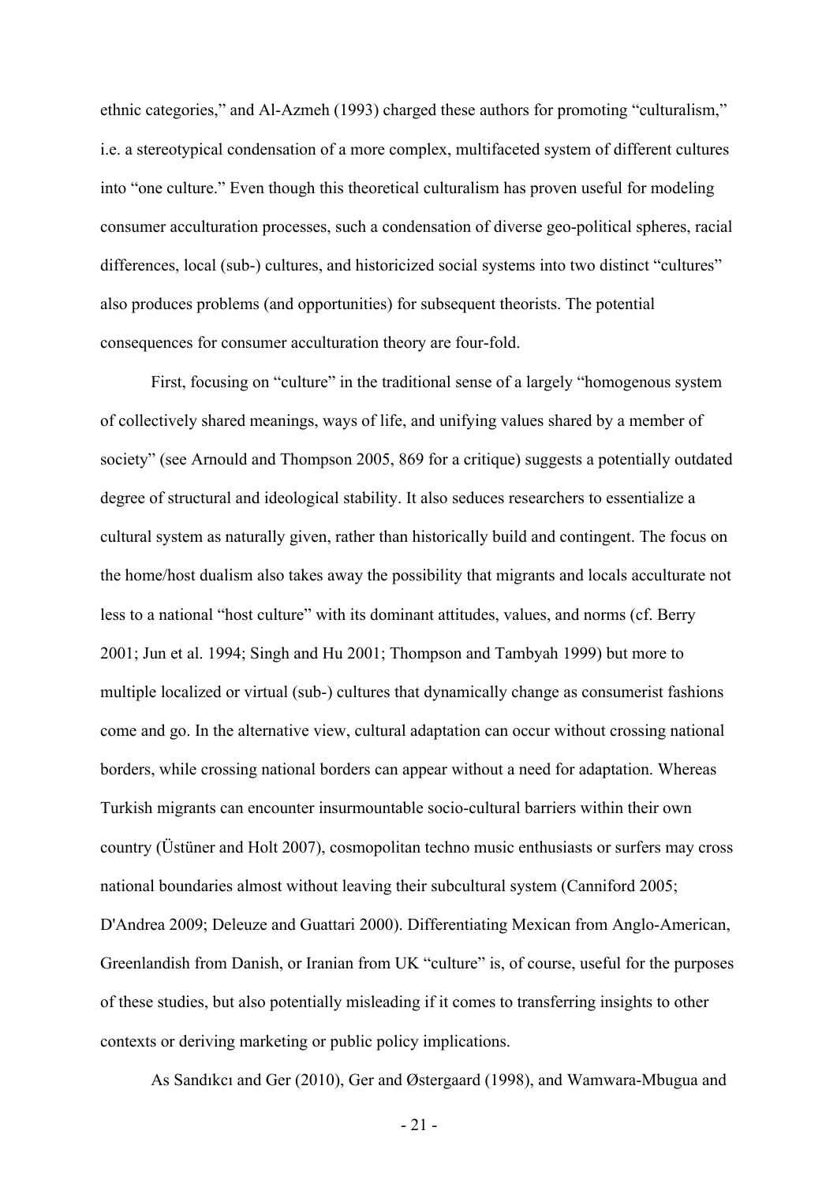ethnic categories," and Al-Azmeh (1993) charged these authors for promoting "culturalism," i.e. a stereotypical condensation of a more complex, multifaceted system of different cultures into "one culture." Even though this theoretical culturalism has proven useful for modeling consumer acculturation processes, such a condensation of diverse geo-political spheres, racial differences, local (sub-) cultures, and historicized social systems into two distinct "cultures" also produces problems (and opportunities) for subsequent theorists. The potential consequences for consumer acculturation theory are four-fold.

First, focusing on "culture" in the traditional sense of a largely "homogenous system of collectively shared meanings, ways of life, and unifying values shared by a member of society" (see Arnould and Thompson 2005, 869 for a critique) suggests a potentially outdated degree of structural and ideological stability. It also seduces researchers to essentialize a cultural system as naturally given, rather than historically build and contingent. The focus on the home/host dualism also takes away the possibility that migrants and locals acculturate not less to a national "host culture" with its dominant attitudes, values, and norms (cf. Berry 2001; Jun et al. 1994; Singh and Hu 2001; Thompson and Tambyah 1999) but more to multiple localized or virtual (sub-) cultures that dynamically change as consumerist fashions come and go. In the alternative view, cultural adaptation can occur without crossing national borders, while crossing national borders can appear without a need for adaptation. Whereas Turkish migrants can encounter insurmountable socio-cultural barriers within their own country (Üstüner and Holt 2007), cosmopolitan techno music enthusiasts or surfers may cross national boundaries almost without leaving their subcultural system (Canniford 2005; D'Andrea 2009; Deleuze and Guattari 2000). Differentiating Mexican from Anglo-American, Greenlandish from Danish, or Iranian from UK "culture" is, of course, useful for the purposes of these studies, but also potentially misleading if it comes to transferring insights to other contexts or deriving marketing or public policy implications.

As Sandıkcı and Ger (2010), Ger and Østergaard (1998), and Wamwara-Mbugua and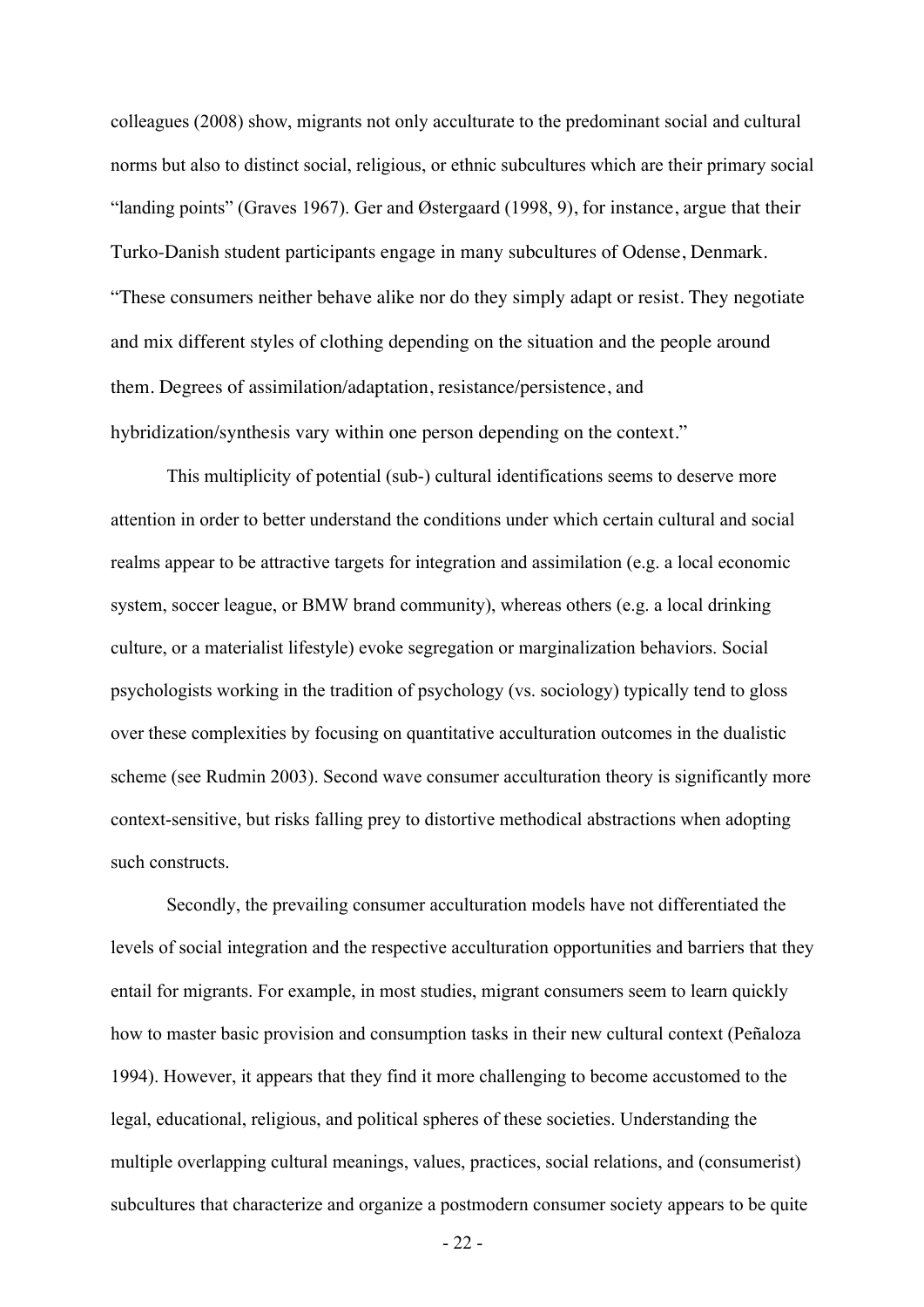colleagues (2008) show, migrants not only acculturate to the predominant social and cultural norms but also to distinct social, religious, or ethnic subcultures which are their primary social "landing points" (Graves 1967). Ger and Østergaard (1998, 9), for instance, argue that their Turko-Danish student participants engage in many subcultures of Odense, Denmark. "These consumers neither behave alike nor do they simply adapt or resist. They negotiate and mix different styles of clothing depending on the situation and the people around them. Degrees of assimilation/adaptation, resistance/persistence, and hybridization/synthesis vary within one person depending on the context."

This multiplicity of potential (sub-) cultural identifications seems to deserve more attention in order to better understand the conditions under which certain cultural and social realms appear to be attractive targets for integration and assimilation (e.g. a local economic system, soccer league, or BMW brand community), whereas others (e.g. a local drinking culture, or a materialist lifestyle) evoke segregation or marginalization behaviors. Social psychologists working in the tradition of psychology (vs. sociology) typically tend to gloss over these complexities by focusing on quantitative acculturation outcomes in the dualistic scheme (see Rudmin 2003). Second wave consumer acculturation theory is significantly more context-sensitive, but risks falling prey to distortive methodical abstractions when adopting such constructs.

Secondly, the prevailing consumer acculturation models have not differentiated the levels of social integration and the respective acculturation opportunities and barriers that they entail for migrants. For example, in most studies, migrant consumers seem to learn quickly how to master basic provision and consumption tasks in their new cultural context (Peñaloza 1994). However, it appears that they find it more challenging to become accustomed to the legal, educational, religious, and political spheres of these societies. Understanding the multiple overlapping cultural meanings, values, practices, social relations, and (consumerist) subcultures that characterize and organize a postmodern consumer society appears to be quite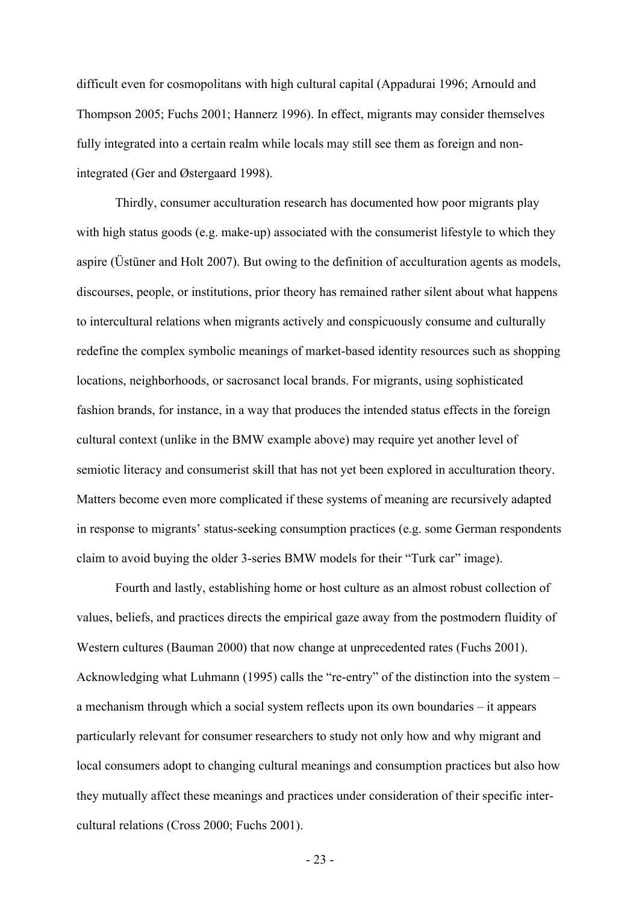difficult even for cosmopolitans with high cultural capital (Appadurai 1996; Arnould and Thompson 2005; Fuchs 2001; Hannerz 1996). In effect, migrants may consider themselves fully integrated into a certain realm while locals may still see them as foreign and non-integrated (Ger and Østergaard 1998).

Thirdly, consumer acculturation research has documented how poor migrants play with high status goods (e.g. make-up) associated with the consumerist lifestyle to which they aspire (Üstüner and Holt 2007). But owing to the definition of acculturation agents as models, discourses, people, or institutions, prior theory has remained rather silent about what happens to intercultural relations when migrants actively and conspicuously consume and culturally redefine the complex symbolic meanings of market-based identity resources such as shopping locations, neighborhoods, or sacrosanct local brands. For migrants, using sophisticated fashion brands, for instance, in a way that produces the intended status effects in the foreign cultural context (unlike in the BMW example above) may require yet another level of semiotic literacy and consumerist skill that has not yet been explored in acculturation theory. Matters become even more complicated if these systems of meaning are recursively adapted in response to migrants' status-seeking consumption practices (e.g. some German respondents claim to avoid buying the older 3-series BMW models for their "Turk car" image).

Fourth and lastly, establishing home or host culture as an almost robust collection of values, beliefs, and practices directs the empirical gaze away from the postmodern fluidity of Western cultures (Bauman 2000) that now change at unprecedented rates (Fuchs 2001). Acknowledging what Luhmann (1995) calls the "re-entry" of the distinction into the system – a mechanism through which a social system reflects upon its own boundaries – it appears particularly relevant for consumer researchers to study not only how and why migrant and local consumers adopt to changing cultural meanings and consumption practices but also how they mutually affect these meanings and practices under consideration of their specific inter-cultural relations (Cross 2000; Fuchs 2001).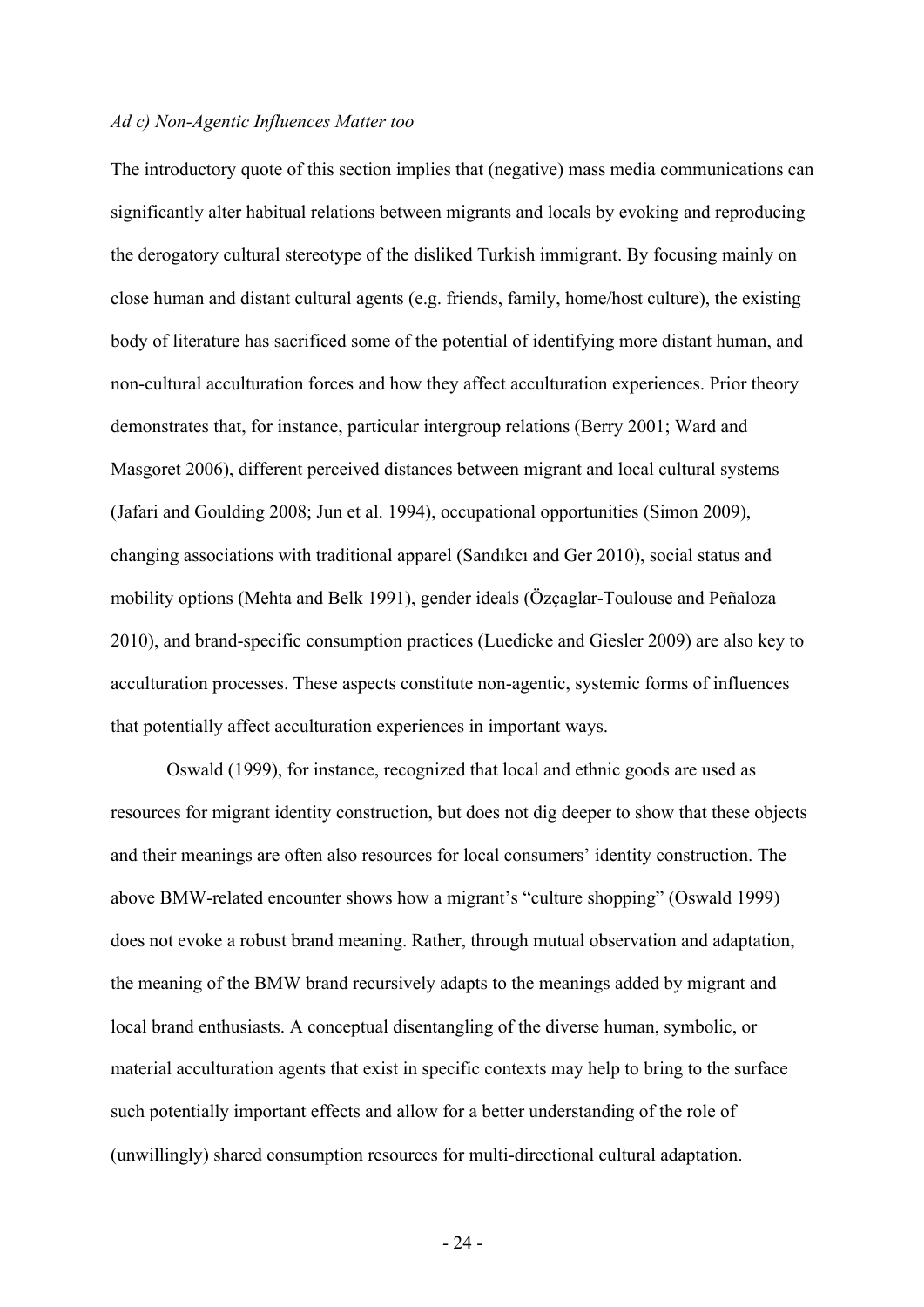*Ad c) Non-Agentic Influences Matter too*

The introductory quote of this section implies that (negative) mass media communications can significantly alter habitual relations between migrants and locals by evoking and reproducing the derogatory cultural stereotype of the disliked Turkish immigrant. By focusing mainly on close human and distant cultural agents (e.g. friends, family, home/host culture), the existing body of literature has sacrificed some of the potential of identifying more distant human, and non-cultural acculturation forces and how they affect acculturation experiences. Prior theory demonstrates that, for instance, particular intergroup relations (Berry 2001; Ward and Masgoret 2006), different perceived distances between migrant and local cultural systems (Jafari and Goulding 2008; Jun et al. 1994), occupational opportunities (Simon 2009), changing associations with traditional apparel (Sandıkcı and Ger 2010), social status and mobility options (Mehta and Belk 1991), gender ideals (Özçaglar-Toulouse and Peñaloza 2010), and brand-specific consumption practices (Luedicke and Giesler 2009) are also key to acculturation processes. These aspects constitute non-agentic, systemic forms of influences that potentially affect acculturation experiences in important ways.

Oswald (1999), for instance, recognized that local and ethnic goods are used as resources for migrant identity construction, but does not dig deeper to show that these objects and their meanings are often also resources for local consumers' identity construction. The above BMW-related encounter shows how a migrant's "culture shopping" (Oswald 1999) does not evoke a robust brand meaning. Rather, through mutual observation and adaptation, the meaning of the BMW brand recursively adapts to the meanings added by migrant and local brand enthusiasts. A conceptual disentangling of the diverse human, symbolic, or material acculturation agents that exist in specific contexts may help to bring to the surface such potentially important effects and allow for a better understanding of the role of (unwillingly) shared consumption resources for multi-directional cultural adaptation.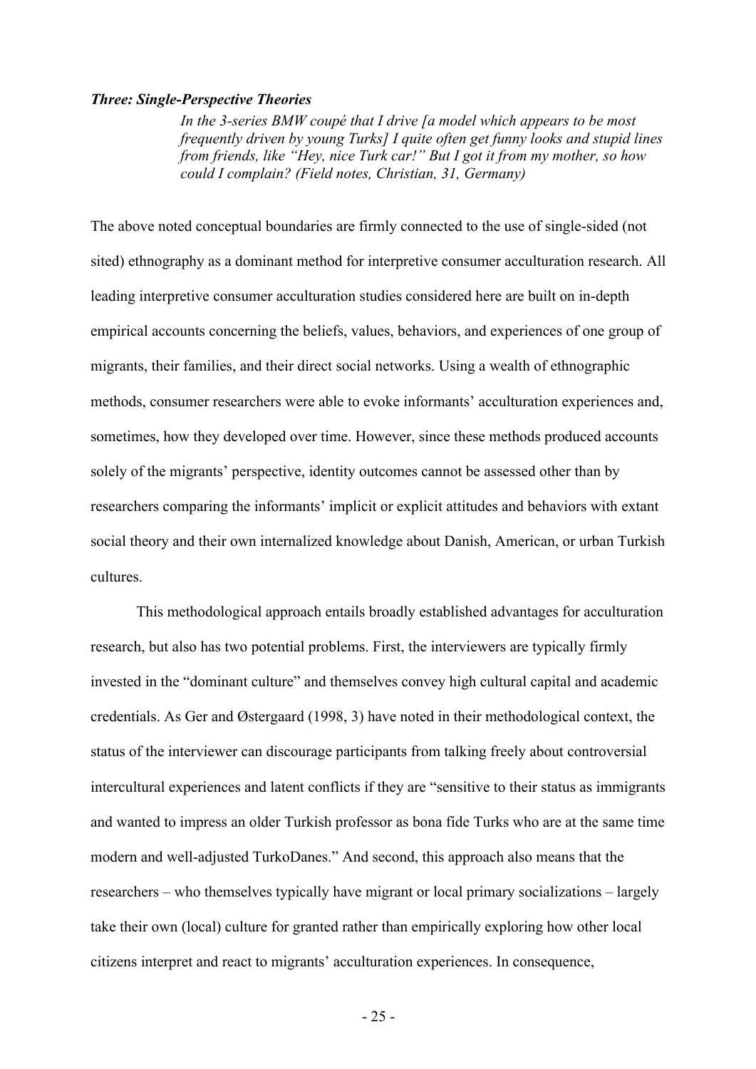### *Three: Single-Perspective Theories*

> *In the 3-series BMW coupé that I drive [a model which appears to be most frequently driven by young Turks] I quite often get funny looks and stupid lines from friends, like "Hey, nice Turk car!" But I got it from my mother, so how could I complain? (Field notes, Christian, 31, Germany)*

The above noted conceptual boundaries are firmly connected to the use of single-sided (not sited) ethnography as a dominant method for interpretive consumer acculturation research. All leading interpretive consumer acculturation studies considered here are built on in-depth empirical accounts concerning the beliefs, values, behaviors, and experiences of one group of migrants, their families, and their direct social networks. Using a wealth of ethnographic methods, consumer researchers were able to evoke informants' acculturation experiences and, sometimes, how they developed over time. However, since these methods produced accounts solely of the migrants' perspective, identity outcomes cannot be assessed other than by researchers comparing the informants' implicit or explicit attitudes and behaviors with extant social theory and their own internalized knowledge about Danish, American, or urban Turkish cultures.

This methodological approach entails broadly established advantages for acculturation research, but also has two potential problems. First, the interviewers are typically firmly invested in the "dominant culture" and themselves convey high cultural capital and academic credentials. As Ger and Østergaard (1998, 3) have noted in their methodological context, the status of the interviewer can discourage participants from talking freely about controversial intercultural experiences and latent conflicts if they are "sensitive to their status as immigrants and wanted to impress an older Turkish professor as bona fide Turks who are at the same time modern and well-adjusted TurkoDanes." And second, this approach also means that the researchers – who themselves typically have migrant or local primary socializations – largely take their own (local) culture for granted rather than empirically exploring how other local citizens interpret and react to migrants' acculturation experiences. In consequence,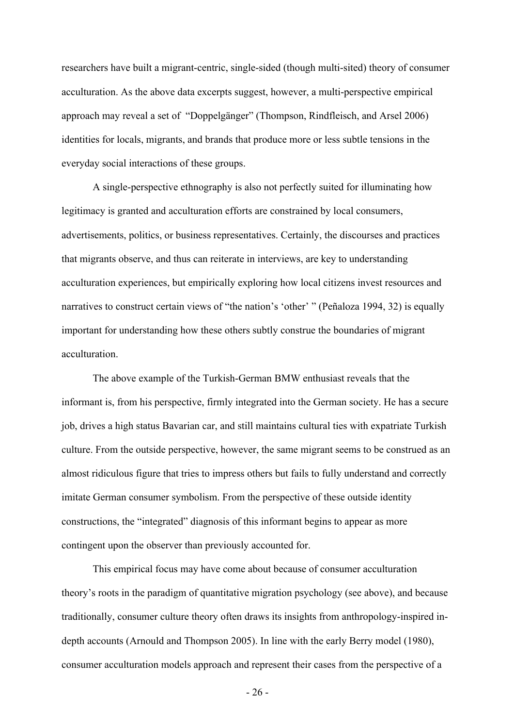researchers have built a migrant-centric, single-sided (though multi-sited) theory of consumer acculturation. As the above data excerpts suggest, however, a multi-perspective empirical approach may reveal a set of "Doppelgänger" (Thompson, Rindfleisch, and Arsel 2006) identities for locals, migrants, and brands that produce more or less subtle tensions in the everyday social interactions of these groups.

A single-perspective ethnography is also not perfectly suited for illuminating how legitimacy is granted and acculturation efforts are constrained by local consumers, advertisements, politics, or business representatives. Certainly, the discourses and practices that migrants observe, and thus can reiterate in interviews, are key to understanding acculturation experiences, but empirically exploring how local citizens invest resources and narratives to construct certain views of "the nation's 'other' " (Peñaloza 1994, 32) is equally important for understanding how these others subtly construe the boundaries of migrant acculturation.

The above example of the Turkish-German BMW enthusiast reveals that the informant is, from his perspective, firmly integrated into the German society. He has a secure job, drives a high status Bavarian car, and still maintains cultural ties with expatriate Turkish culture. From the outside perspective, however, the same migrant seems to be construed as an almost ridiculous figure that tries to impress others but fails to fully understand and correctly imitate German consumer symbolism. From the perspective of these outside identity constructions, the "integrated" diagnosis of this informant begins to appear as more contingent upon the observer than previously accounted for.

This empirical focus may have come about because of consumer acculturation theory's roots in the paradigm of quantitative migration psychology (see above), and because traditionally, consumer culture theory often draws its insights from anthropology-inspired in-depth accounts (Arnould and Thompson 2005). In line with the early Berry model (1980), consumer acculturation models approach and represent their cases from the perspective of a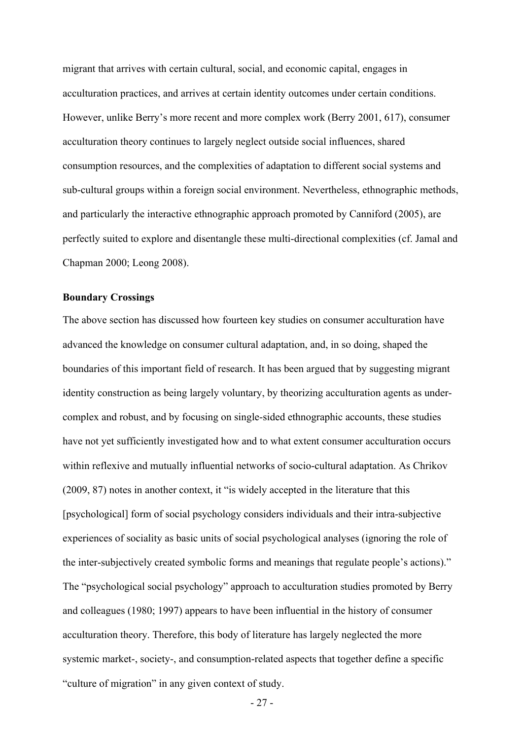migrant that arrives with certain cultural, social, and economic capital, engages in acculturation practices, and arrives at certain identity outcomes under certain conditions. However, unlike Berry's more recent and more complex work (Berry 2001, 617), consumer acculturation theory continues to largely neglect outside social influences, shared consumption resources, and the complexities of adaptation to different social systems and sub-cultural groups within a foreign social environment. Nevertheless, ethnographic methods, and particularly the interactive ethnographic approach promoted by Canniford (2005), are perfectly suited to explore and disentangle these multi-directional complexities (cf. Jamal and Chapman 2000; Leong 2008).

**Boundary Crossings**

The above section has discussed how fourteen key studies on consumer acculturation have advanced the knowledge on consumer cultural adaptation, and, in so doing, shaped the boundaries of this important field of research. It has been argued that by suggesting migrant identity construction as being largely voluntary, by theorizing acculturation agents as under-complex and robust, and by focusing on single-sided ethnographic accounts, these studies have not yet sufficiently investigated how and to what extent consumer acculturation occurs within reflexive and mutually influential networks of socio-cultural adaptation. As Chrikov (2009, 87) notes in another context, it "is widely accepted in the literature that this [psychological] form of social psychology considers individuals and their intra-subjective experiences of sociality as basic units of social psychological analyses (ignoring the role of the inter-subjectively created symbolic forms and meanings that regulate people's actions)." The "psychological social psychology" approach to acculturation studies promoted by Berry and colleagues (1980; 1997) appears to have been influential in the history of consumer acculturation theory. Therefore, this body of literature has largely neglected the more systemic market-, society-, and consumption-related aspects that together define a specific "culture of migration" in any given context of study.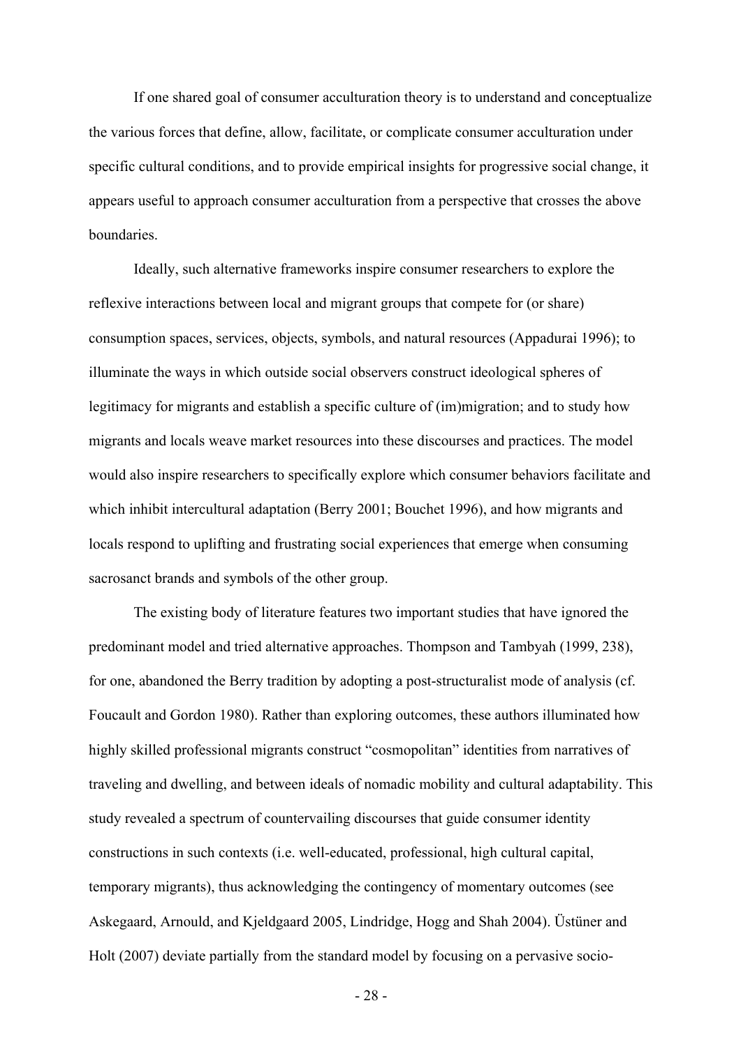If one shared goal of consumer acculturation theory is to understand and conceptualize the various forces that define, allow, facilitate, or complicate consumer acculturation under specific cultural conditions, and to provide empirical insights for progressive social change, it appears useful to approach consumer acculturation from a perspective that crosses the above boundaries.

Ideally, such alternative frameworks inspire consumer researchers to explore the reflexive interactions between local and migrant groups that compete for (or share) consumption spaces, services, objects, symbols, and natural resources (Appadurai 1996); to illuminate the ways in which outside social observers construct ideological spheres of legitimacy for migrants and establish a specific culture of (im)migration; and to study how migrants and locals weave market resources into these discourses and practices. The model would also inspire researchers to specifically explore which consumer behaviors facilitate and which inhibit intercultural adaptation (Berry 2001; Bouchet 1996), and how migrants and locals respond to uplifting and frustrating social experiences that emerge when consuming sacrosanct brands and symbols of the other group.

The existing body of literature features two important studies that have ignored the predominant model and tried alternative approaches. Thompson and Tambyah (1999, 238), for one, abandoned the Berry tradition by adopting a post-structuralist mode of analysis (cf. Foucault and Gordon 1980). Rather than exploring outcomes, these authors illuminated how highly skilled professional migrants construct "cosmopolitan" identities from narratives of traveling and dwelling, and between ideals of nomadic mobility and cultural adaptability. This study revealed a spectrum of countervailing discourses that guide consumer identity constructions in such contexts (i.e. well-educated, professional, high cultural capital, temporary migrants), thus acknowledging the contingency of momentary outcomes (see Askegaard, Arnould, and Kjeldgaard 2005, Lindridge, Hogg and Shah 2004). Üstüner and Holt (2007) deviate partially from the standard model by focusing on a pervasive socio-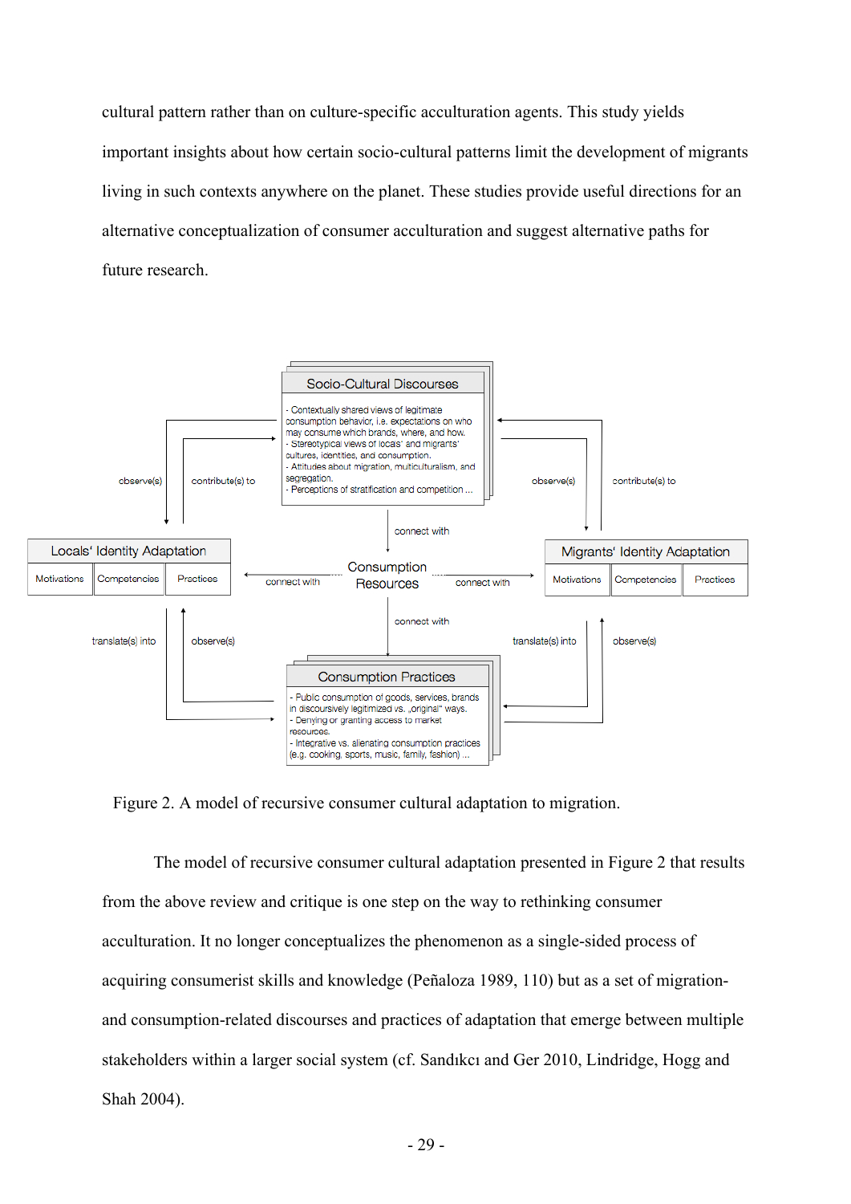cultural pattern rather than on culture-specific acculturation agents. This study yields important insights about how certain socio-cultural patterns limit the development of migrants living in such contexts anywhere on the planet. These studies provide useful directions for an alternative conceptualization of consumer acculturation and suggest alternative paths for future research.

Socio-Cultural Discourses

- Contextually shared views of legitimate consumption behavior, i.e. expectations on who may consume which brands, where, and how.
- Stereotypical views of locals' and migrants' cultures, identities, and consumption.
- Attitudes about migration, multiculturalism, and segregation.
- Perceptions of stratification and competition ...

Locals' Identity Adaptation: Motivations | Competencies | Practices

Migrants' Identity Adaptation: Motivations | Competencies | Practices

Consumption Resources

Consumption Practices

- Public consumption of goods, services, brands in discoursively legitimized vs. „original" ways.
- Denying or granting access to market resources.
- Integrative vs. alienating consumption practices (e.g. cooking, sports, music, family, fashion) ...

observe(s) — contribute(s) to — connect with — translate(s) into — observe(s)

Figure 2. A model of recursive consumer cultural adaptation to migration.

The model of recursive consumer cultural adaptation presented in Figure 2 that results from the above review and critique is one step on the way to rethinking consumer acculturation. It no longer conceptualizes the phenomenon as a single-sided process of acquiring consumerist skills and knowledge (Peñaloza 1989, 110) but as a set of migration- and consumption-related discourses and practices of adaptation that emerge between multiple stakeholders within a larger social system (cf. Sandıkcı and Ger 2010, Lindridge, Hogg and Shah 2004).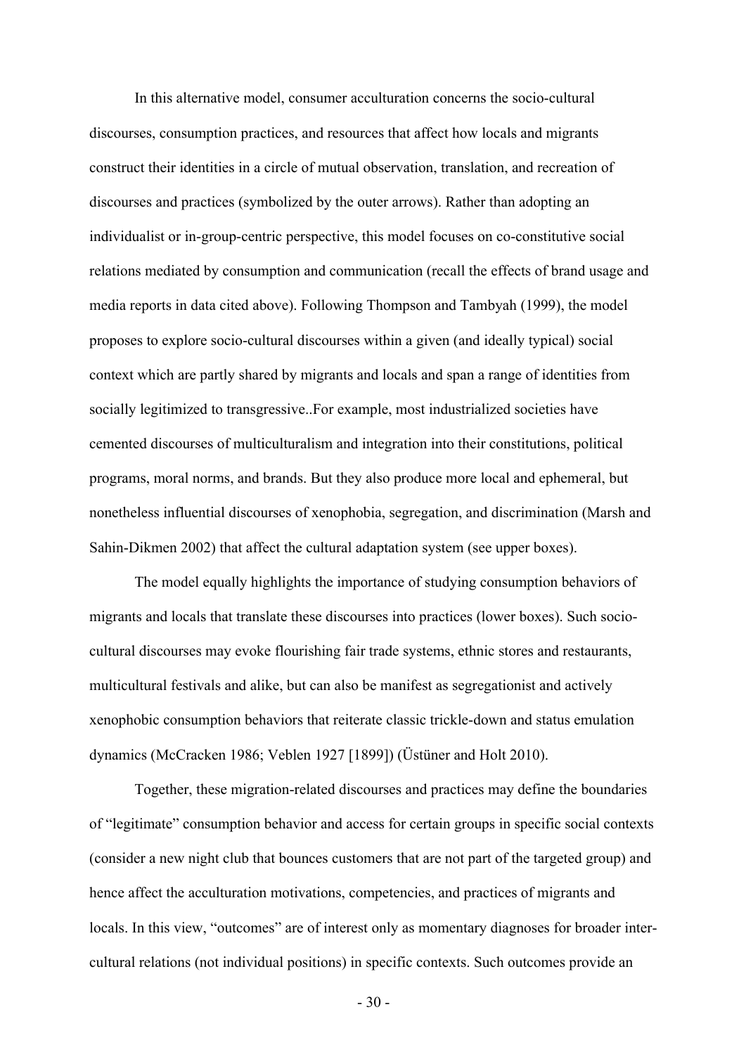In this alternative model, consumer acculturation concerns the socio-cultural discourses, consumption practices, and resources that affect how locals and migrants construct their identities in a circle of mutual observation, translation, and recreation of discourses and practices (symbolized by the outer arrows). Rather than adopting an individualist or in-group-centric perspective, this model focuses on co-constitutive social relations mediated by consumption and communication (recall the effects of brand usage and media reports in data cited above). Following Thompson and Tambyah (1999), the model proposes to explore socio-cultural discourses within a given (and ideally typical) social context which are partly shared by migrants and locals and span a range of identities from socially legitimized to transgressive..For example, most industrialized societies have cemented discourses of multiculturalism and integration into their constitutions, political programs, moral norms, and brands. But they also produce more local and ephemeral, but nonetheless influential discourses of xenophobia, segregation, and discrimination (Marsh and Sahin-Dikmen 2002) that affect the cultural adaptation system (see upper boxes).

The model equally highlights the importance of studying consumption behaviors of migrants and locals that translate these discourses into practices (lower boxes). Such socio-cultural discourses may evoke flourishing fair trade systems, ethnic stores and restaurants, multicultural festivals and alike, but can also be manifest as segregationist and actively xenophobic consumption behaviors that reiterate classic trickle-down and status emulation dynamics (McCracken 1986; Veblen 1927 [1899]) (Üstüner and Holt 2010).

Together, these migration-related discourses and practices may define the boundaries of "legitimate" consumption behavior and access for certain groups in specific social contexts (consider a new night club that bounces customers that are not part of the targeted group) and hence affect the acculturation motivations, competencies, and practices of migrants and locals. In this view, "outcomes" are of interest only as momentary diagnoses for broader inter-cultural relations (not individual positions) in specific contexts. Such outcomes provide an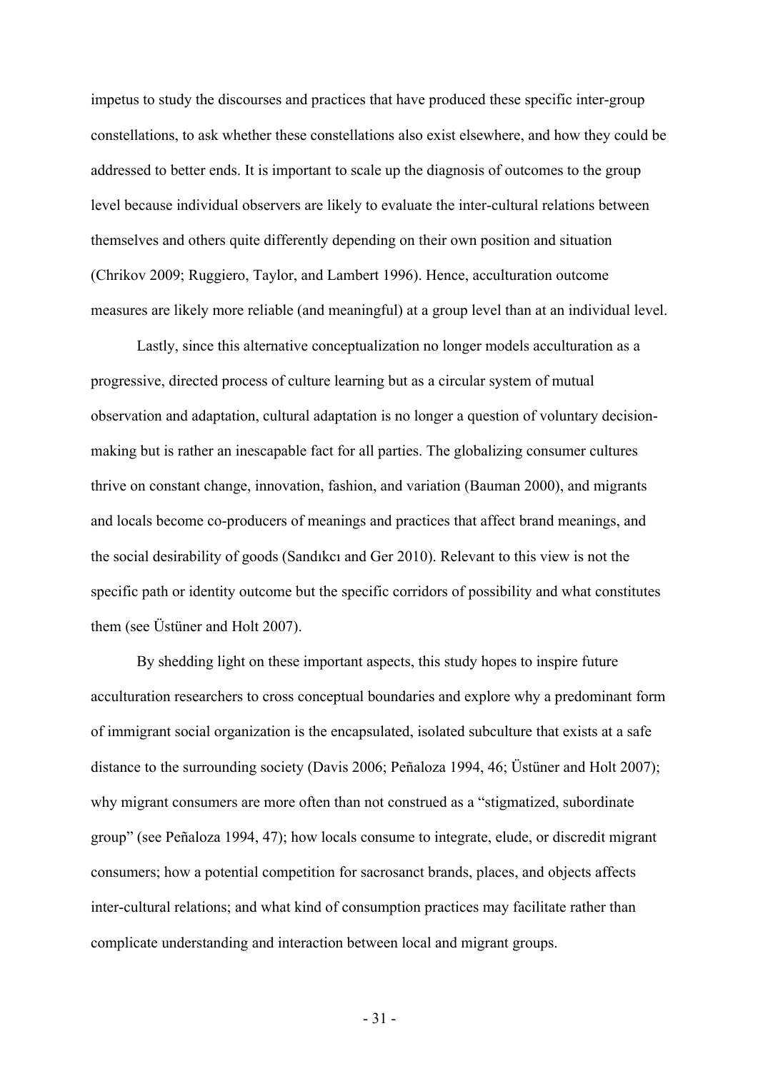impetus to study the discourses and practices that have produced these specific inter-group constellations, to ask whether these constellations also exist elsewhere, and how they could be addressed to better ends. It is important to scale up the diagnosis of outcomes to the group level because individual observers are likely to evaluate the inter-cultural relations between themselves and others quite differently depending on their own position and situation (Chrikov 2009; Ruggiero, Taylor, and Lambert 1996). Hence, acculturation outcome measures are likely more reliable (and meaningful) at a group level than at an individual level.

Lastly, since this alternative conceptualization no longer models acculturation as a progressive, directed process of culture learning but as a circular system of mutual observation and adaptation, cultural adaptation is no longer a question of voluntary decision-making but is rather an inescapable fact for all parties. The globalizing consumer cultures thrive on constant change, innovation, fashion, and variation (Bauman 2000), and migrants and locals become co-producers of meanings and practices that affect brand meanings, and the social desirability of goods (Sandıkcı and Ger 2010). Relevant to this view is not the specific path or identity outcome but the specific corridors of possibility and what constitutes them (see Üstüner and Holt 2007).

By shedding light on these important aspects, this study hopes to inspire future acculturation researchers to cross conceptual boundaries and explore why a predominant form of immigrant social organization is the encapsulated, isolated subculture that exists at a safe distance to the surrounding society (Davis 2006; Peñaloza 1994, 46; Üstüner and Holt 2007); why migrant consumers are more often than not construed as a "stigmatized, subordinate group" (see Peñaloza 1994, 47); how locals consume to integrate, elude, or discredit migrant consumers; how a potential competition for sacrosanct brands, places, and objects affects inter-cultural relations; and what kind of consumption practices may facilitate rather than complicate understanding and interaction between local and migrant groups.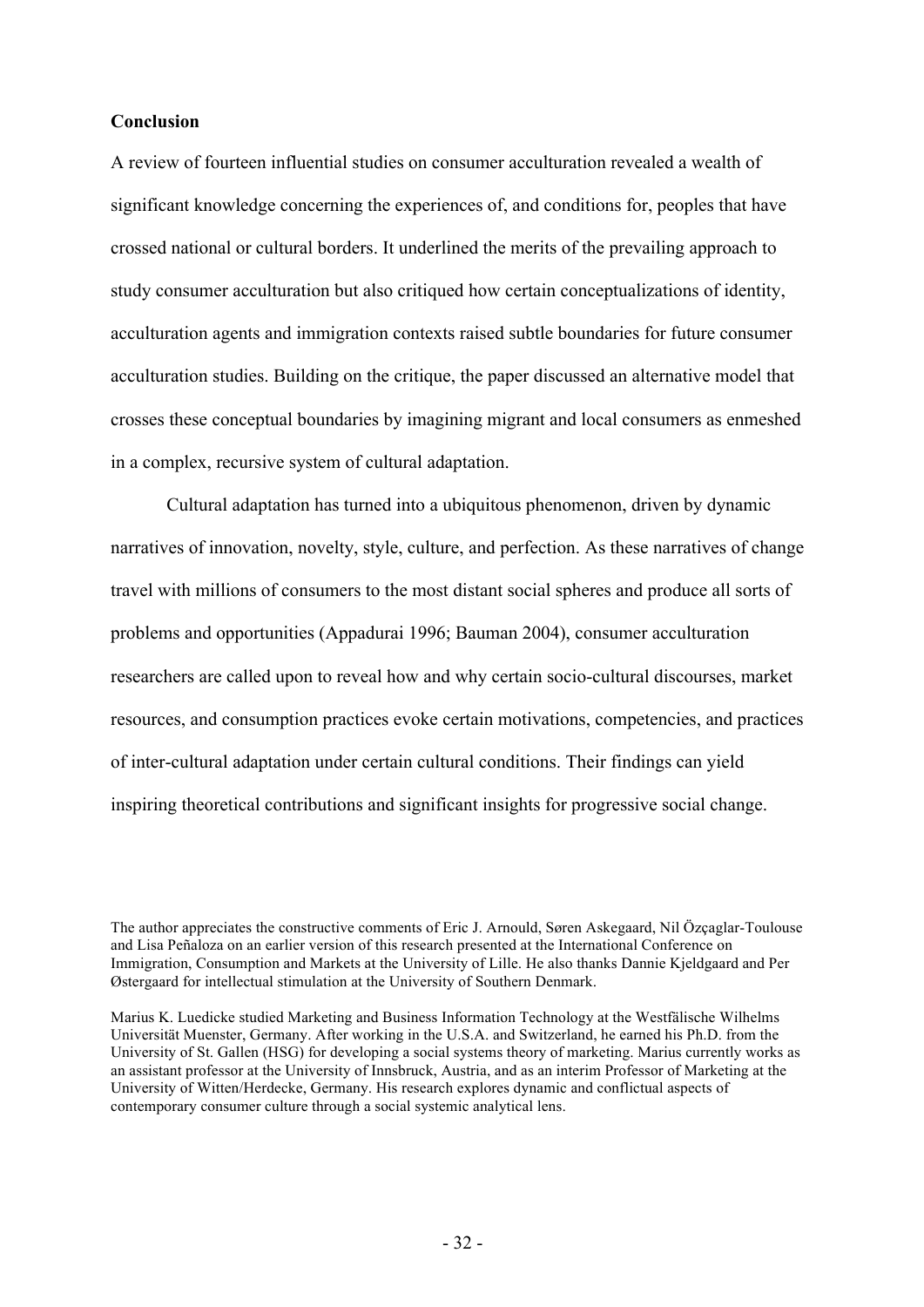**Conclusion**

A review of fourteen influential studies on consumer acculturation revealed a wealth of significant knowledge concerning the experiences of, and conditions for, peoples that have crossed national or cultural borders. It underlined the merits of the prevailing approach to study consumer acculturation but also critiqued how certain conceptualizations of identity, acculturation agents and immigration contexts raised subtle boundaries for future consumer acculturation studies. Building on the critique, the paper discussed an alternative model that crosses these conceptual boundaries by imagining migrant and local consumers as enmeshed in a complex, recursive system of cultural adaptation.

Cultural adaptation has turned into a ubiquitous phenomenon, driven by dynamic narratives of innovation, novelty, style, culture, and perfection. As these narratives of change travel with millions of consumers to the most distant social spheres and produce all sorts of problems and opportunities (Appadurai 1996; Bauman 2004), consumer acculturation researchers are called upon to reveal how and why certain socio-cultural discourses, market resources, and consumption practices evoke certain motivations, competencies, and practices of inter-cultural adaptation under certain cultural conditions. Their findings can yield inspiring theoretical contributions and significant insights for progressive social change.

The author appreciates the constructive comments of Eric J. Arnould, Søren Askegaard, Nil Özçaglar-Toulouse and Lisa Peñaloza on an earlier version of this research presented at the International Conference on Immigration, Consumption and Markets at the University of Lille. He also thanks Dannie Kjeldgaard and Per Østergaard for intellectual stimulation at the University of Southern Denmark.

Marius K. Luedicke studied Marketing and Business Information Technology at the Westfälische Wilhelms Universität Muenster, Germany. After working in the U.S.A. and Switzerland, he earned his Ph.D. from the University of St. Gallen (HSG) for developing a social systems theory of marketing. Marius currently works as an assistant professor at the University of Innsbruck, Austria, and as an interim Professor of Marketing at the University of Witten/Herdecke, Germany. His research explores dynamic and conflictual aspects of contemporary consumer culture through a social systemic analytical lens.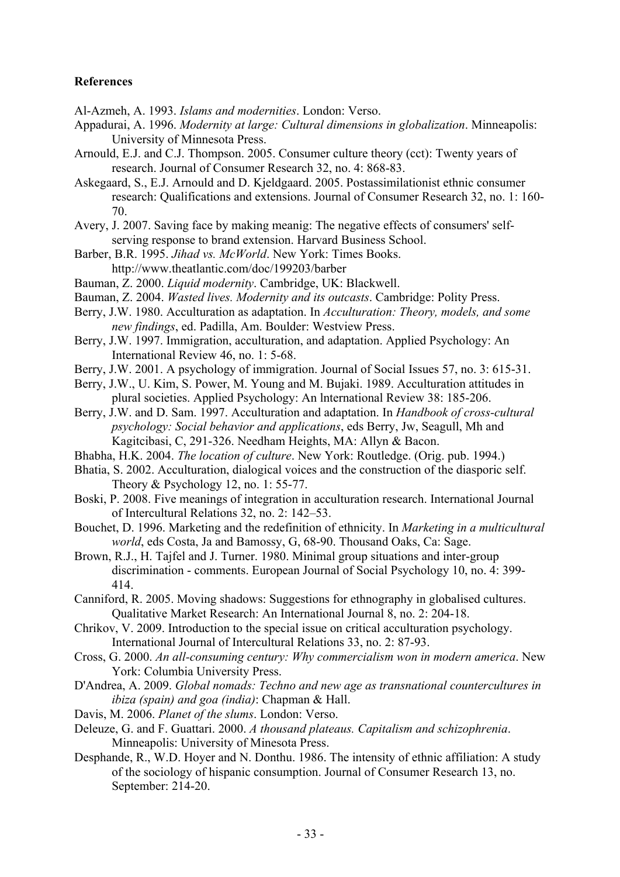**References**

Al-Azmeh, A. 1993. *Islams and modernities*. London: Verso.

Appadurai, A. 1996. *Modernity at large: Cultural dimensions in globalization*. Minneapolis: University of Minnesota Press.

Arnould, E.J. and C.J. Thompson. 2005. Consumer culture theory (cct): Twenty years of research. Journal of Consumer Research 32, no. 4: 868-83.

Askegaard, S., E.J. Arnould and D. Kjeldgaard. 2005. Postassimilationist ethnic consumer research: Qualifications and extensions. Journal of Consumer Research 32, no. 1: 160-70.

Avery, J. 2007. Saving face by making meanig: The negative effects of consumers' self-serving response to brand extension. Harvard Business School.

Barber, B.R. 1995. *Jihad vs. McWorld*. New York: Times Books. http://www.theatlantic.com/doc/199203/barber

Bauman, Z. 2000. *Liquid modernity*. Cambridge, UK: Blackwell.

Bauman, Z. 2004. *Wasted lives. Modernity and its outcasts*. Cambridge: Polity Press.

Berry, J.W. 1980. Acculturation as adaptation. In *Acculturation: Theory, models, and some new findings*, ed. Padilla, Am. Boulder: Westview Press.

Berry, J.W. 1997. Immigration, acculturation, and adaptation. Applied Psychology: An International Review 46, no. 1: 5-68.

Berry, J.W. 2001. A psychology of immigration. Journal of Social Issues 57, no. 3: 615-31.

Berry, J.W., U. Kim, S. Power, M. Young and M. Bujaki. 1989. Acculturation attitudes in plural societies. Applied Psychology: An lnternational Review 38: 185-206.

Berry, J.W. and D. Sam. 1997. Acculturation and adaptation. In *Handbook of cross-cultural psychology: Social behavior and applications*, eds Berry, Jw, Seagull, Mh and Kagitcibasi, C, 291-326. Needham Heights, MA: Allyn & Bacon.

Bhabha, H.K. 2004. *The location of culture*. New York: Routledge. (Orig. pub. 1994.)

Bhatia, S. 2002. Acculturation, dialogical voices and the construction of the diasporic self. Theory & Psychology 12, no. 1: 55-77.

Boski, P. 2008. Five meanings of integration in acculturation research. International Journal of Intercultural Relations 32, no. 2: 142–53.

Bouchet, D. 1996. Marketing and the redefinition of ethnicity. In *Marketing in a multicultural world*, eds Costa, Ja and Bamossy, G, 68-90. Thousand Oaks, Ca: Sage.

Brown, R.J., H. Tajfel and J. Turner. 1980. Minimal group situations and inter-group discrimination - comments. European Journal of Social Psychology 10, no. 4: 399-414.

Canniford, R. 2005. Moving shadows: Suggestions for ethnography in globalised cultures. Qualitative Market Research: An International Journal 8, no. 2: 204-18.

Chrikov, V. 2009. Introduction to the special issue on critical acculturation psychology. International Journal of Intercultural Relations 33, no. 2: 87-93.

Cross, G. 2000. *An all-consuming century: Why commercialism won in modern america*. New York: Columbia University Press.

D'Andrea, A. 2009. *Global nomads: Techno and new age as transnational countercultures in ibiza (spain) and goa (india)*: Chapman & Hall.

Davis, M. 2006. *Planet of the slums*. London: Verso.

Deleuze, G. and F. Guattari. 2000. *A thousand plateaus. Capitalism and schizophrenia*. Minneapolis: University of Minesota Press.

Desphande, R., W.D. Hoyer and N. Donthu. 1986. The intensity of ethnic affiliation: A study of the sociology of hispanic consumption. Journal of Consumer Research 13, no. September: 214-20.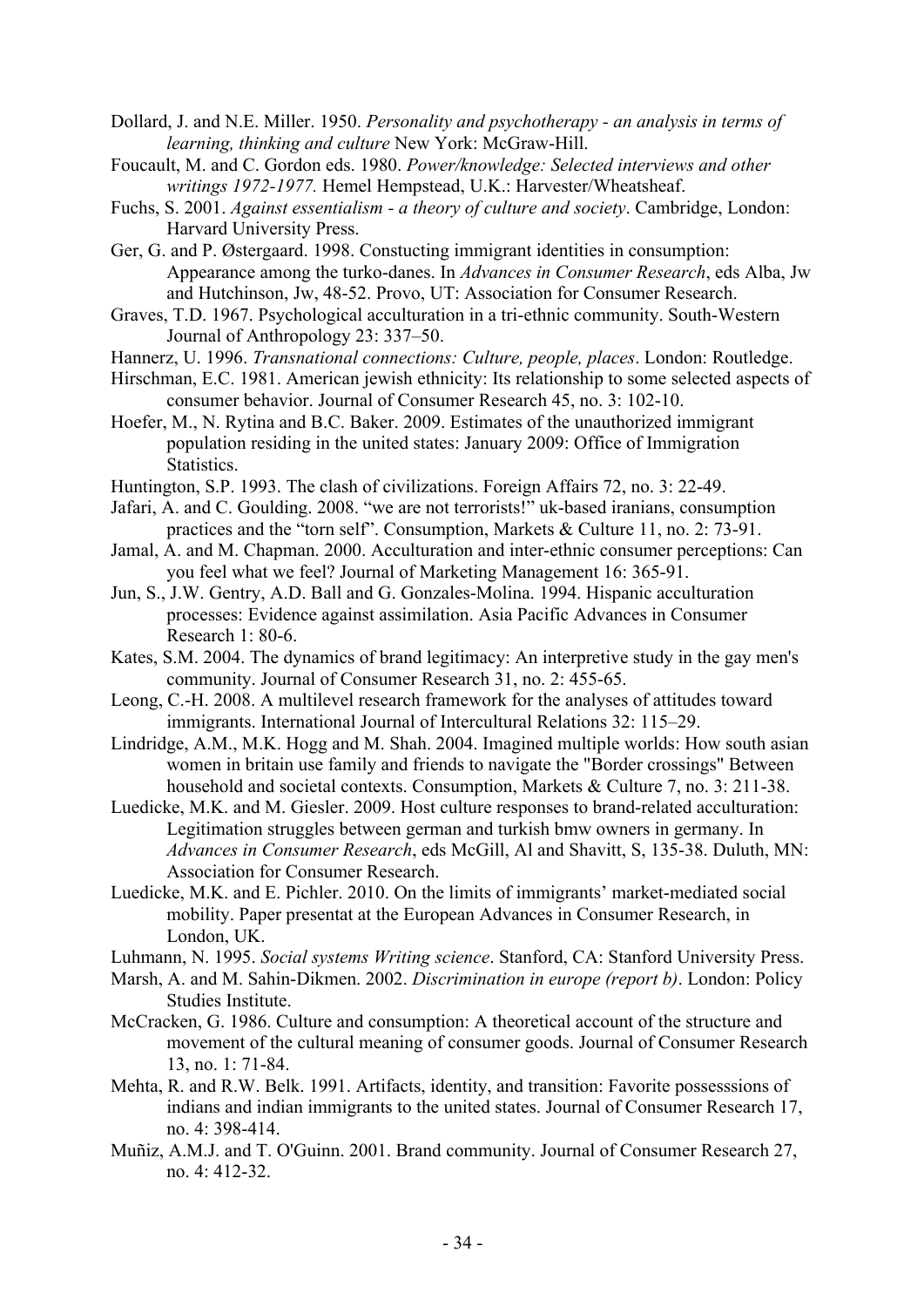Dollard, J. and N.E. Miller. 1950. *Personality and psychotherapy - an analysis in terms of learning, thinking and culture* New York: McGraw-Hill.

Foucault, M. and C. Gordon eds. 1980. *Power/knowledge: Selected interviews and other writings 1972-1977.* Hemel Hempstead, U.K.: Harvester/Wheatsheaf.

Fuchs, S. 2001. *Against essentialism - a theory of culture and society*. Cambridge, London: Harvard University Press.

Ger, G. and P. Østergaard. 1998. Constucting immigrant identities in consumption: Appearance among the turko-danes. In *Advances in Consumer Research*, eds Alba, Jw and Hutchinson, Jw, 48-52. Provo, UT: Association for Consumer Research.

Graves, T.D. 1967. Psychological acculturation in a tri-ethnic community. South-Western Journal of Anthropology 23: 337–50.

Hannerz, U. 1996. *Transnational connections: Culture, people, places*. London: Routledge.

Hirschman, E.C. 1981. American jewish ethnicity: Its relationship to some selected aspects of consumer behavior. Journal of Consumer Research 45, no. 3: 102-10.

Hoefer, M., N. Rytina and B.C. Baker. 2009. Estimates of the unauthorized immigrant population residing in the united states: January 2009: Office of Immigration Statistics.

Huntington, S.P. 1993. The clash of civilizations. Foreign Affairs 72, no. 3: 22-49.

Jafari, A. and C. Goulding. 2008. "we are not terrorists!" uk-based iranians, consumption practices and the "torn self". Consumption, Markets & Culture 11, no. 2: 73-91.

Jamal, A. and M. Chapman. 2000. Acculturation and inter-ethnic consumer perceptions: Can you feel what we feel? Journal of Marketing Management 16: 365-91.

Jun, S., J.W. Gentry, A.D. Ball and G. Gonzales-Molina. 1994. Hispanic acculturation processes: Evidence against assimilation. Asia Pacific Advances in Consumer Research 1: 80-6.

Kates, S.M. 2004. The dynamics of brand legitimacy: An interpretive study in the gay men's community. Journal of Consumer Research 31, no. 2: 455-65.

Leong, C.-H. 2008. A multilevel research framework for the analyses of attitudes toward immigrants. International Journal of Intercultural Relations 32: 115–29.

Lindridge, A.M., M.K. Hogg and M. Shah. 2004. Imagined multiple worlds: How south asian women in britain use family and friends to navigate the "Border crossings" Between household and societal contexts. Consumption, Markets & Culture 7, no. 3: 211-38.

Luedicke, M.K. and M. Giesler. 2009. Host culture responses to brand-related acculturation: Legitimation struggles between german and turkish bmw owners in germany. In *Advances in Consumer Research*, eds McGill, Al and Shavitt, S, 135-38. Duluth, MN: Association for Consumer Research.

Luedicke, M.K. and E. Pichler. 2010. On the limits of immigrants' market-mediated social mobility. Paper presentat at the European Advances in Consumer Research, in London, UK.

Luhmann, N. 1995. *Social systems Writing science*. Stanford, CA: Stanford University Press.

Marsh, A. and M. Sahin-Dikmen. 2002. *Discrimination in europe (report b)*. London: Policy Studies Institute.

McCracken, G. 1986. Culture and consumption: A theoretical account of the structure and movement of the cultural meaning of consumer goods. Journal of Consumer Research 13, no. 1: 71-84.

Mehta, R. and R.W. Belk. 1991. Artifacts, identity, and transition: Favorite possesssions of indians and indian immigrants to the united states. Journal of Consumer Research 17, no. 4: 398-414.

Muñiz, A.M.J. and T. O'Guinn. 2001. Brand community. Journal of Consumer Research 27, no. 4: 412-32.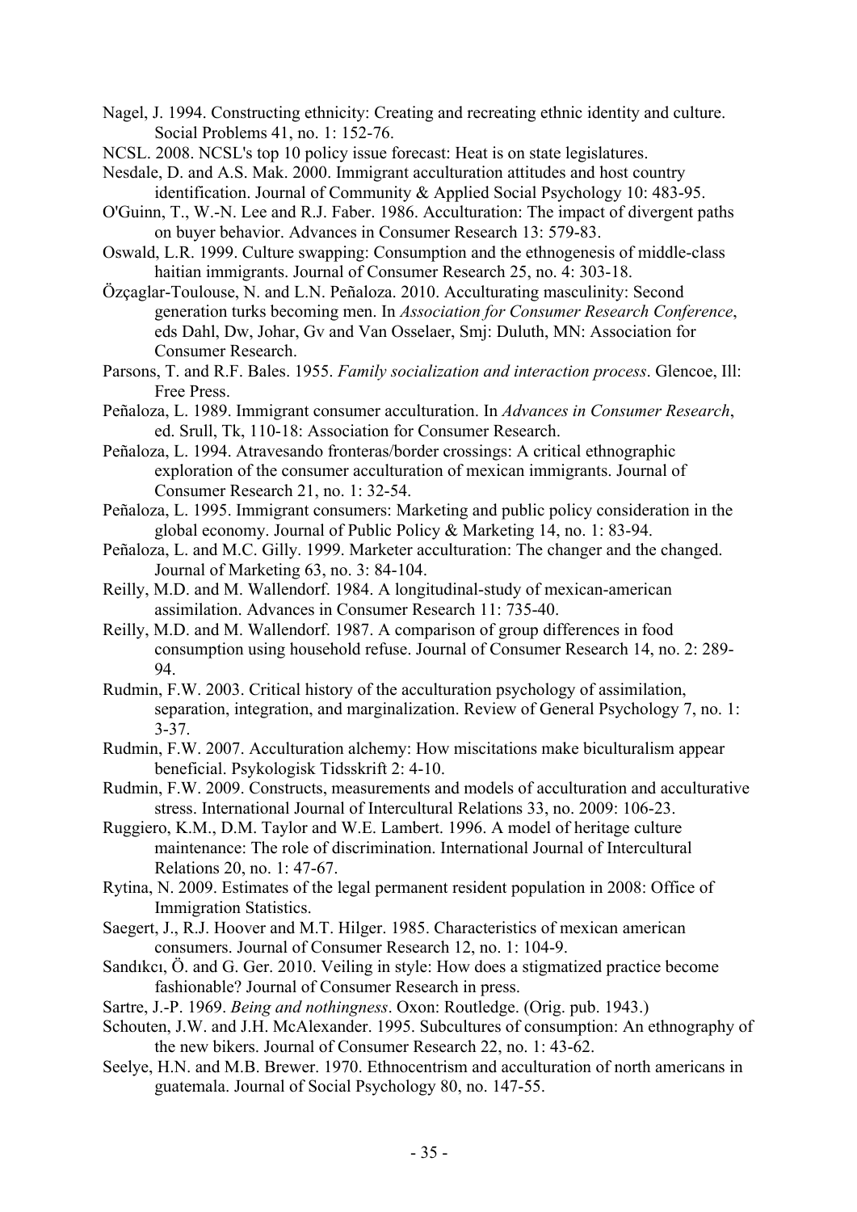Nagel, J. 1994. Constructing ethnicity: Creating and recreating ethnic identity and culture. Social Problems 41, no. 1: 152-76.

NCSL. 2008. NCSL's top 10 policy issue forecast: Heat is on state legislatures.

Nesdale, D. and A.S. Mak. 2000. Immigrant acculturation attitudes and host country identification. Journal of Community & Applied Social Psychology 10: 483-95.

O'Guinn, T., W.-N. Lee and R.J. Faber. 1986. Acculturation: The impact of divergent paths on buyer behavior. Advances in Consumer Research 13: 579-83.

Oswald, L.R. 1999. Culture swapping: Consumption and the ethnogenesis of middle-class haitian immigrants. Journal of Consumer Research 25, no. 4: 303-18.

Özçaglar-Toulouse, N. and L.N. Peñaloza. 2010. Acculturating masculinity: Second generation turks becoming men. In *Association for Consumer Research Conference*, eds Dahl, Dw, Johar, Gv and Van Osselaer, Smj: Duluth, MN: Association for Consumer Research.

Parsons, T. and R.F. Bales. 1955. *Family socialization and interaction process*. Glencoe, Ill: Free Press.

Peñaloza, L. 1989. Immigrant consumer acculturation. In *Advances in Consumer Research*, ed. Srull, Tk, 110-18: Association for Consumer Research.

Peñaloza, L. 1994. Atravesando fronteras/border crossings: A critical ethnographic exploration of the consumer acculturation of mexican immigrants. Journal of Consumer Research 21, no. 1: 32-54.

Peñaloza, L. 1995. Immigrant consumers: Marketing and public policy consideration in the global economy. Journal of Public Policy & Marketing 14, no. 1: 83-94.

Peñaloza, L. and M.C. Gilly. 1999. Marketer acculturation: The changer and the changed. Journal of Marketing 63, no. 3: 84-104.

Reilly, M.D. and M. Wallendorf. 1984. A longitudinal-study of mexican-american assimilation. Advances in Consumer Research 11: 735-40.

Reilly, M.D. and M. Wallendorf. 1987. A comparison of group differences in food consumption using household refuse. Journal of Consumer Research 14, no. 2: 289-94.

Rudmin, F.W. 2003. Critical history of the acculturation psychology of assimilation, separation, integration, and marginalization. Review of General Psychology 7, no. 1: 3-37.

Rudmin, F.W. 2007. Acculturation alchemy: How miscitations make biculturalism appear beneficial. Psykologisk Tidsskrift 2: 4-10.

Rudmin, F.W. 2009. Constructs, measurements and models of acculturation and acculturative stress. International Journal of Intercultural Relations 33, no. 2009: 106-23.

Ruggiero, K.M., D.M. Taylor and W.E. Lambert. 1996. A model of heritage culture maintenance: The role of discrimination. International Journal of Intercultural Relations 20, no. 1: 47-67.

Rytina, N. 2009. Estimates of the legal permanent resident population in 2008: Office of Immigration Statistics.

Saegert, J., R.J. Hoover and M.T. Hilger. 1985. Characteristics of mexican american consumers. Journal of Consumer Research 12, no. 1: 104-9.

Sandıkcı, Ö. and G. Ger. 2010. Veiling in style: How does a stigmatized practice become fashionable? Journal of Consumer Research in press.

Sartre, J.-P. 1969. *Being and nothingness*. Oxon: Routledge. (Orig. pub. 1943.)

Schouten, J.W. and J.H. McAlexander. 1995. Subcultures of consumption: An ethnography of the new bikers. Journal of Consumer Research 22, no. 1: 43-62.

Seelye, H.N. and M.B. Brewer. 1970. Ethnocentrism and acculturation of north americans in guatemala. Journal of Social Psychology 80, no. 147-55.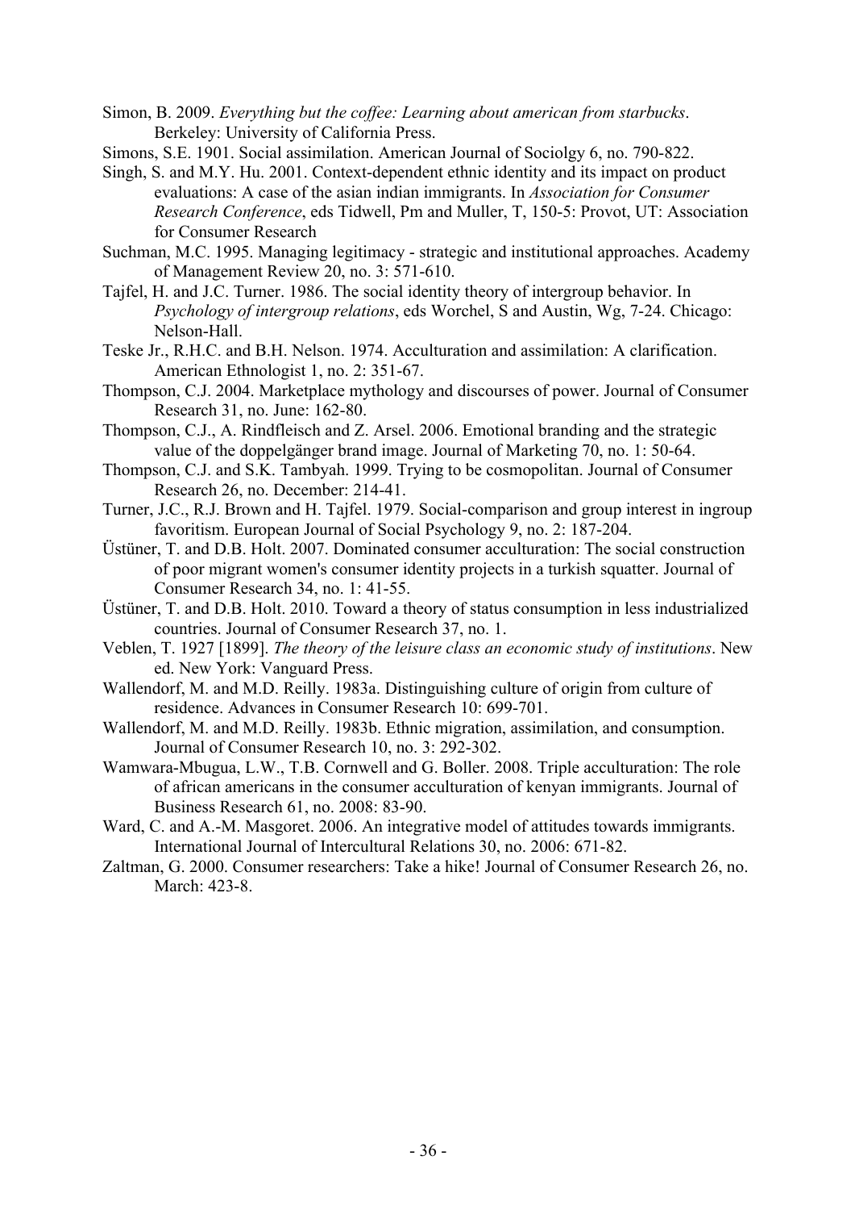Simon, B. 2009. *Everything but the coffee: Learning about american from starbucks*. Berkeley: University of California Press.

Simons, S.E. 1901. Social assimilation. American Journal of Sociolgy 6, no. 790-822.

Singh, S. and M.Y. Hu. 2001. Context-dependent ethnic identity and its impact on product evaluations: A case of the asian indian immigrants. In *Association for Consumer Research Conference*, eds Tidwell, Pm and Muller, T, 150-5: Provot, UT: Association for Consumer Research

Suchman, M.C. 1995. Managing legitimacy - strategic and institutional approaches. Academy of Management Review 20, no. 3: 571-610.

Tajfel, H. and J.C. Turner. 1986. The social identity theory of intergroup behavior. In *Psychology of intergroup relations*, eds Worchel, S and Austin, Wg, 7-24. Chicago: Nelson-Hall.

Teske Jr., R.H.C. and B.H. Nelson. 1974. Acculturation and assimilation: A clarification. American Ethnologist 1, no. 2: 351-67.

Thompson, C.J. 2004. Marketplace mythology and discourses of power. Journal of Consumer Research 31, no. June: 162-80.

Thompson, C.J., A. Rindfleisch and Z. Arsel. 2006. Emotional branding and the strategic value of the doppelgänger brand image. Journal of Marketing 70, no. 1: 50-64.

Thompson, C.J. and S.K. Tambyah. 1999. Trying to be cosmopolitan. Journal of Consumer Research 26, no. December: 214-41.

Turner, J.C., R.J. Brown and H. Tajfel. 1979. Social-comparison and group interest in ingroup favoritism. European Journal of Social Psychology 9, no. 2: 187-204.

Üstüner, T. and D.B. Holt. 2007. Dominated consumer acculturation: The social construction of poor migrant women's consumer identity projects in a turkish squatter. Journal of Consumer Research 34, no. 1: 41-55.

Üstüner, T. and D.B. Holt. 2010. Toward a theory of status consumption in less industrialized countries. Journal of Consumer Research 37, no. 1.

Veblen, T. 1927 [1899]. *The theory of the leisure class an economic study of institutions*. New ed. New York: Vanguard Press.

Wallendorf, M. and M.D. Reilly. 1983a. Distinguishing culture of origin from culture of residence. Advances in Consumer Research 10: 699-701.

Wallendorf, M. and M.D. Reilly. 1983b. Ethnic migration, assimilation, and consumption. Journal of Consumer Research 10, no. 3: 292-302.

Wamwara-Mbugua, L.W., T.B. Cornwell and G. Boller. 2008. Triple acculturation: The role of african americans in the consumer acculturation of kenyan immigrants. Journal of Business Research 61, no. 2008: 83-90.

Ward, C. and A.-M. Masgoret. 2006. An integrative model of attitudes towards immigrants. International Journal of Intercultural Relations 30, no. 2006: 671-82.

Zaltman, G. 2000. Consumer researchers: Take a hike! Journal of Consumer Research 26, no. March: 423-8.